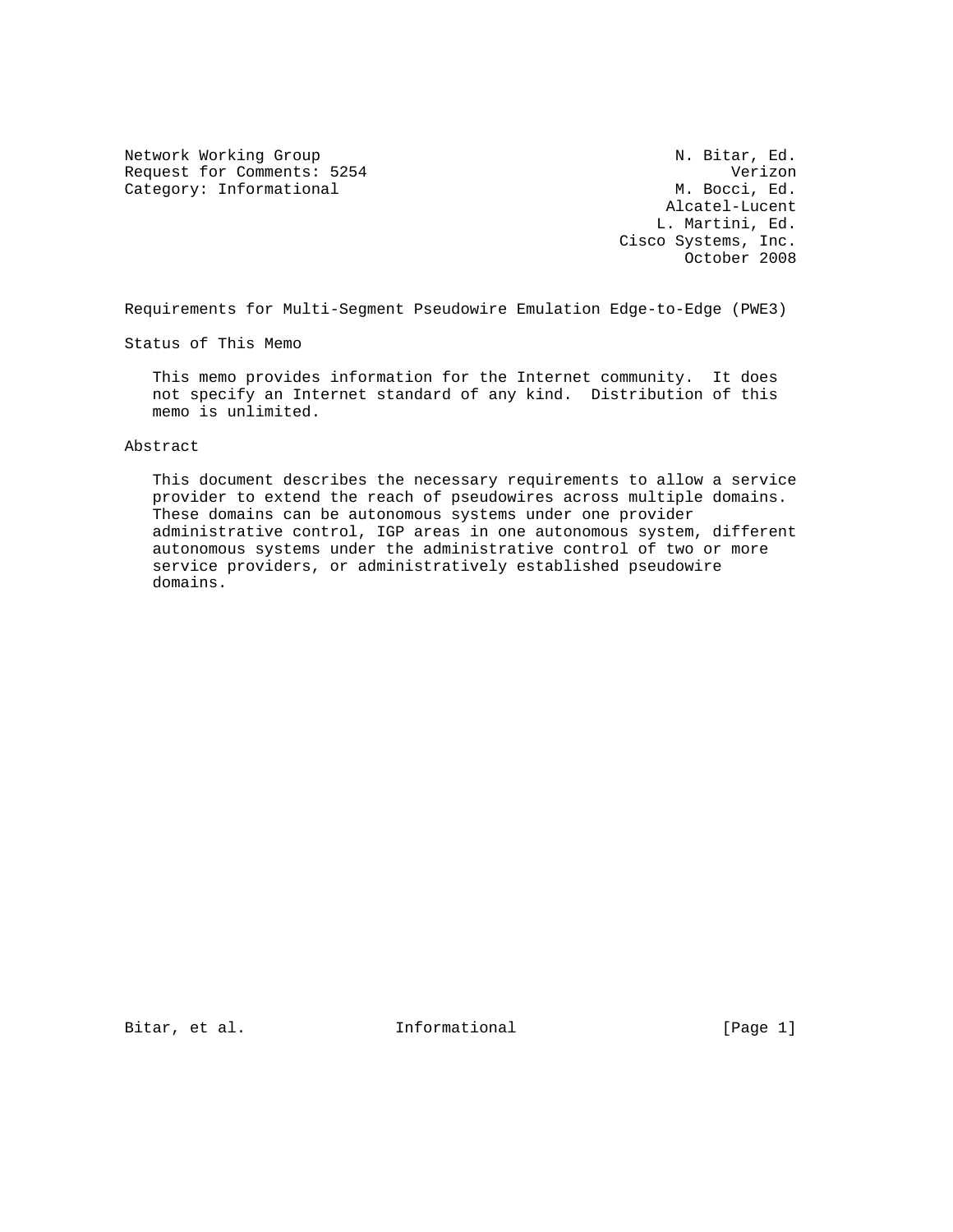Network Working Group  
Request for Comments: 5254  
Category: Informational

N. Bitar, Ed.  
Verizon  
M. Bocci, Ed.  
Alcatel-Lucent  
L. Martini, Ed.  
Cisco Systems, Inc.  
October 2008

# Requirements for Multi-Segment Pseudowire Emulation Edge-to-Edge (PWE3)

## Status of This Memo

This memo provides information for the Internet community. It does not specify an Internet standard of any kind. Distribution of this memo is unlimited.

## Abstract

This document describes the necessary requirements to allow a service provider to extend the reach of pseudowires across multiple domains. These domains can be autonomous systems under one provider administrative control, IGP areas in one autonomous system, different autonomous systems under the administrative control of two or more service providers, or administratively established pseudowire domains.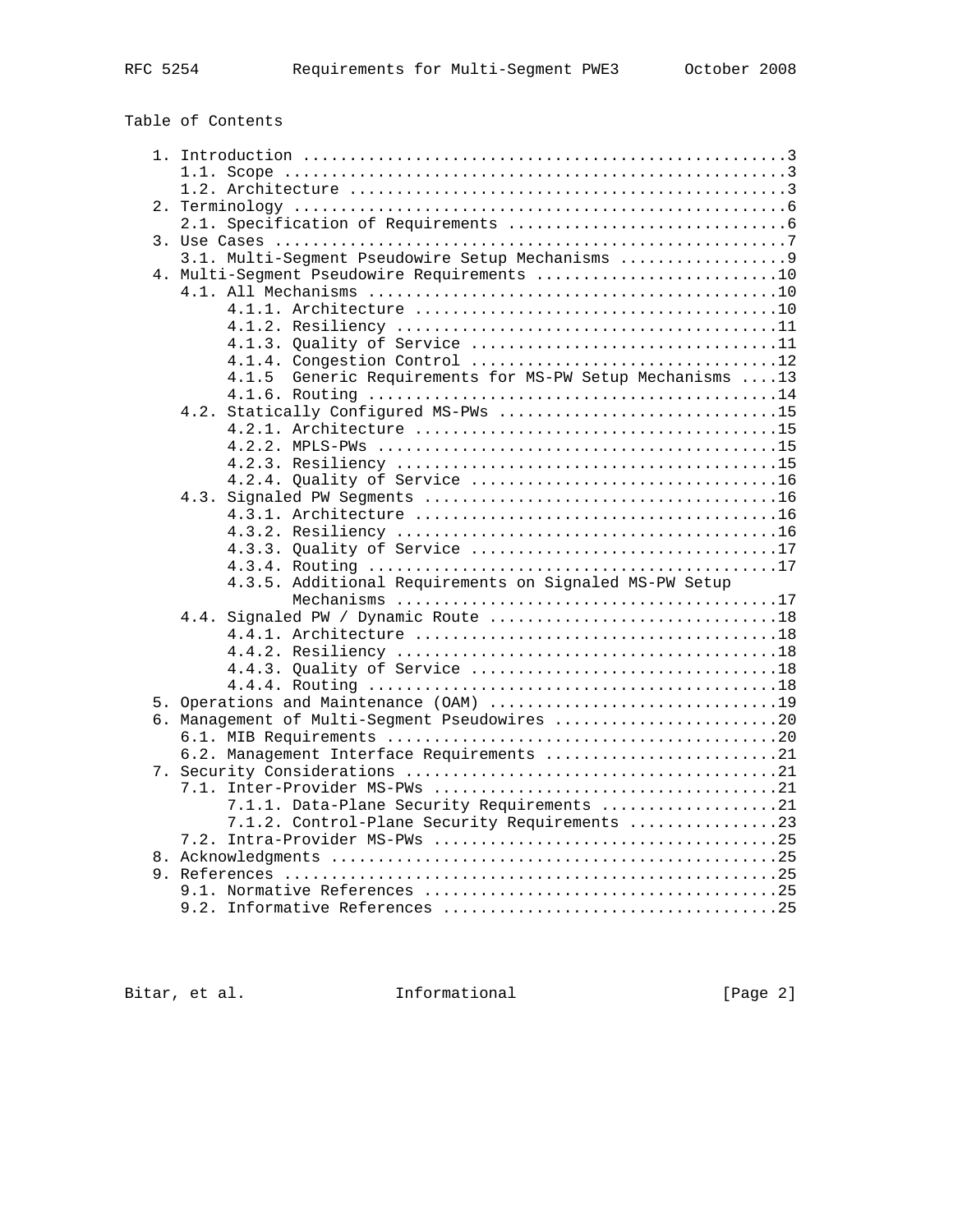Table of Contents

```
   1. Introduction ....................................................3
      1.1. Scope ......................................................3
      1.2. Architecture ...............................................3
   2. Terminology .....................................................6
      2.1. Specification of Requirements ..............................6
   3. Use Cases .......................................................7
      3.1. Multi-Segment Pseudowire Setup Mechanisms ..................9
   4. Multi-Segment Pseudowire Requirements ..........................10
      4.1. All Mechanisms ............................................10
           4.1.1. Architecture .......................................10
           4.1.2. Resiliency .........................................11
           4.1.3. Quality of Service .................................11
           4.1.4. Congestion Control .................................12
           4.1.5  Generic Requirements for MS-PW Setup Mechanisms ....13
           4.1.6. Routing ............................................14
      4.2. Statically Configured MS-PWs ..............................15
           4.2.1. Architecture .......................................15
           4.2.2. MPLS-PWs ...........................................15
           4.2.3. Resiliency .........................................15
           4.2.4. Quality of Service .................................16
      4.3. Signaled PW Segments ......................................16
           4.3.1. Architecture .......................................16
           4.3.2. Resiliency .........................................16
           4.3.3. Quality of Service .................................17
           4.3.4. Routing ............................................17
           4.3.5. Additional Requirements on Signaled MS-PW Setup
                  Mechanisms .........................................17
      4.4. Signaled PW / Dynamic Route ...............................18
           4.4.1. Architecture .......................................18
           4.4.2. Resiliency .........................................18
           4.4.3. Quality of Service .................................18
           4.4.4. Routing ............................................18
   5. Operations and Maintenance (OAM) ...............................19
   6. Management of Multi-Segment Pseudowires ........................20
      6.1. MIB Requirements ..........................................20
      6.2. Management Interface Requirements .........................21
   7. Security Considerations ........................................21
      7.1. Inter-Provider MS-PWs .....................................21
           7.1.1. Data-Plane Security Requirements ...................21
           7.1.2. Control-Plane Security Requirements ................23
      7.2. Intra-Provider MS-PWs .....................................25
   8. Acknowledgments ................................................25
   9. References .....................................................25
      9.1. Normative References ......................................25
      9.2. Informative References ....................................25
```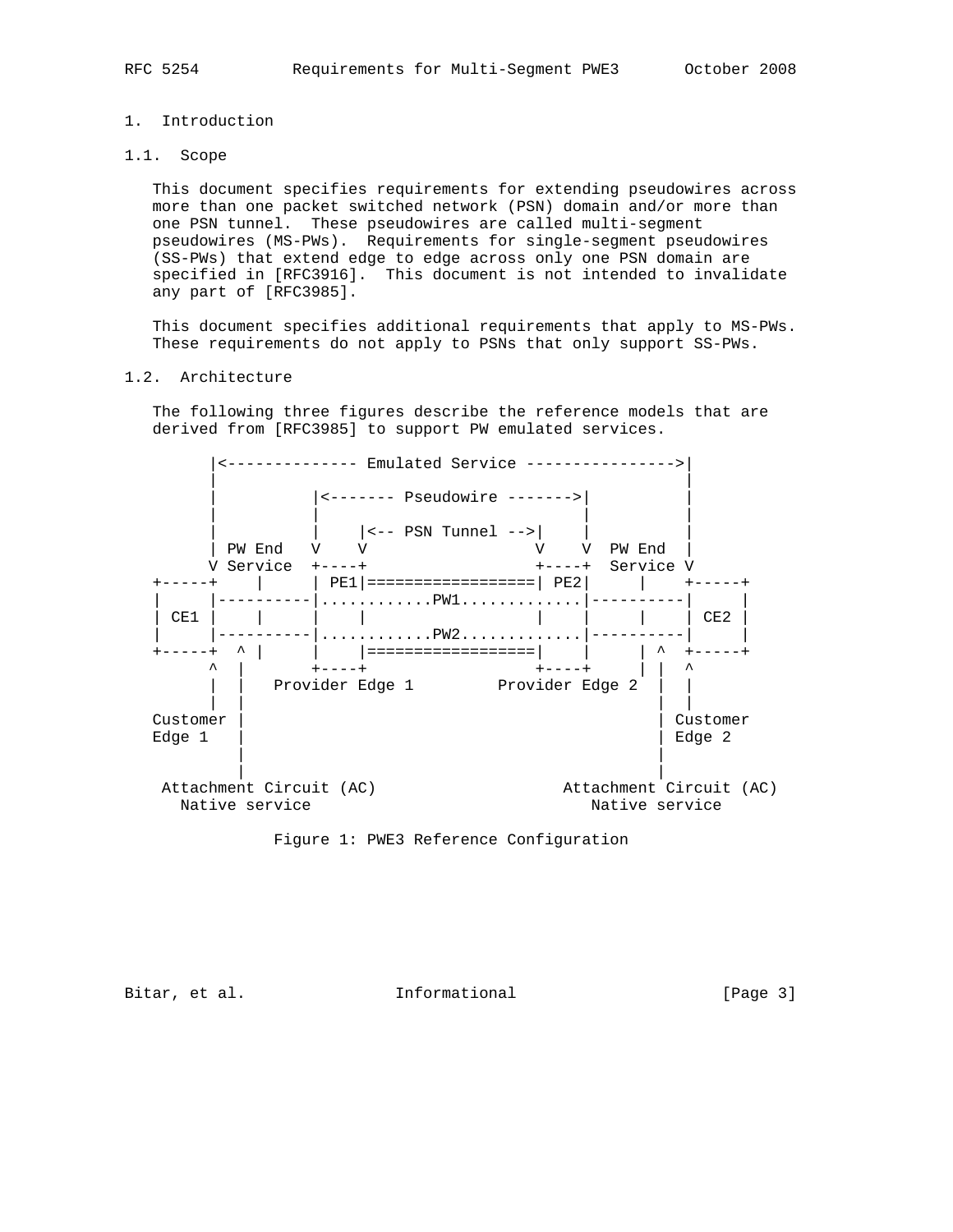# 1. Introduction

## 1.1. Scope

This document specifies requirements for extending pseudowires across more than one packet switched network (PSN) domain and/or more than one PSN tunnel. These pseudowires are called multi-segment pseudowires (MS-PWs). Requirements for single-segment pseudowires (SS-PWs) that extend edge to edge across only one PSN domain are specified in [RFC3916]. This document is not intended to invalidate any part of [RFC3985].

This document specifies additional requirements that apply to MS-PWs. These requirements do not apply to PSNs that only support SS-PWs.

## 1.2. Architecture

The following three figures describe the reference models that are derived from [RFC3985] to support PW emulated services.

```
      |<-------------- Emulated Service ---------------->|
      |                                                  |
      |          |<------- Pseudowire ------->|          |
      |          |                            |          |
      |          |    |<-- PSN Tunnel -->|    |          |
      | PW End   V    V                  V    V  PW End  |
      V Service  +----+                  +----+  Service V
+-----+    |     | PE1|==================| PE2|     |    +-----+
|     |----------|............PW1.............|----------|     |
| CE1 |    |     |    |                  |    |     |    | CE2 |
|     |----------|............PW2.............|----------|     |
+-----+  ^ |     |    |==================|    |     | ^  +-----+
      ^  |       +----+                  +----+     | |  ^
      |  |   Provider Edge 1        Provider Edge 2  |  |
      |  |                                          |  |
Customer |                                          | Customer
Edge 1   |                                          | Edge 2
         |                                          |
         |                                          |
 Attachment Circuit (AC)                 Attachment Circuit (AC)
   Native service                            Native service
```

Figure 1: PWE3 Reference Configuration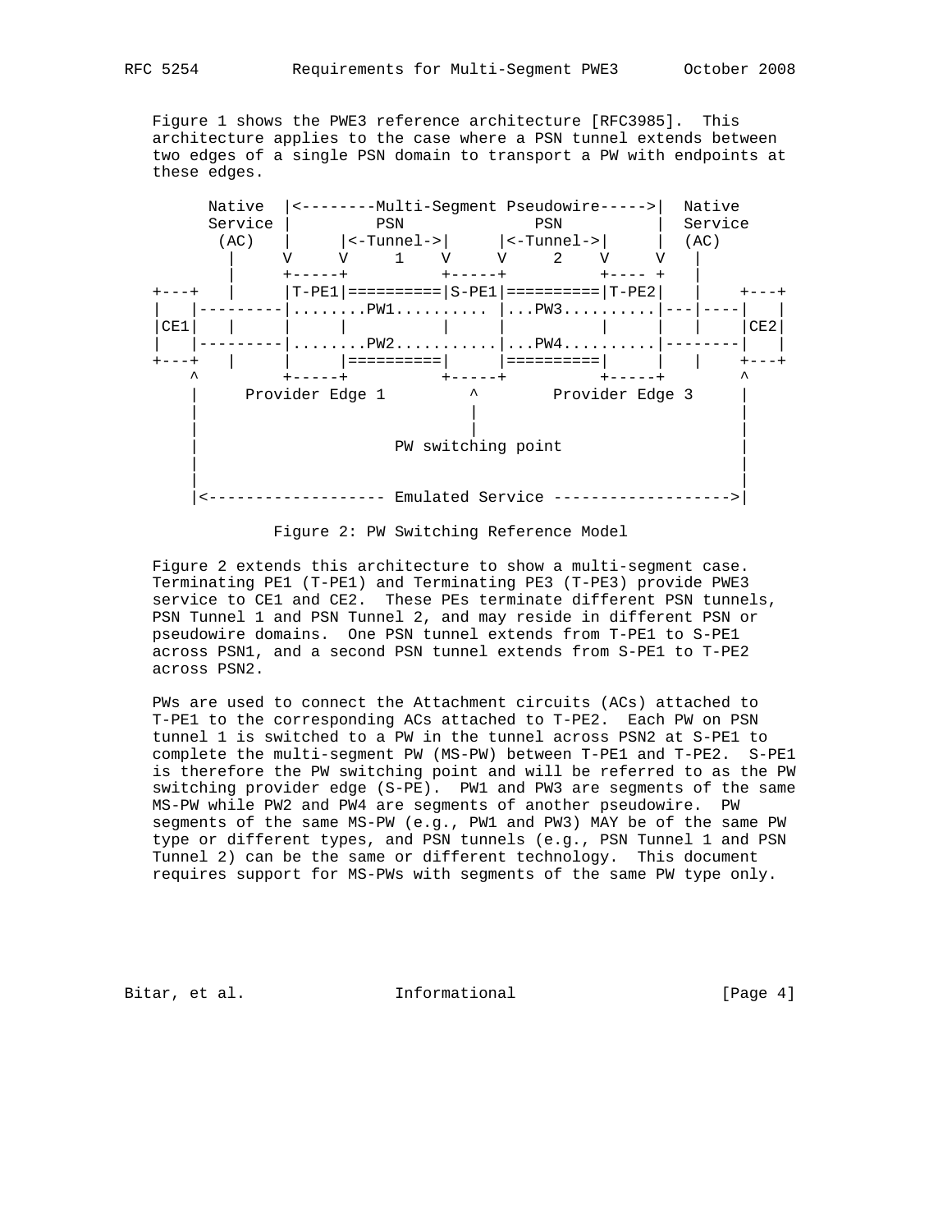Figure 1 shows the PWE3 reference architecture [RFC3985]. This architecture applies to the case where a PSN tunnel extends between two edges of a single PSN domain to transport a PW with endpoints at these edges.

```
      Native  |<--------Multi-Segment Pseudowire----->|  Native
      Service |         PSN              PSN          |  Service
       (AC)   |     |<-Tunnel->|     |<-Tunnel->|     |  (AC)
         |    V     V     1    V     V     2    V     V   |
         |    +-----+          +-----+          +---- +   |
   +---+ |    |T-PE1|==========|S-PE1|==========|T-PE2|   |    +---+
   |   |------|.........PW1.......... |...PW3..........|---|----|   |
   |CE1| |    |     |          |     |          |     |   |    |CE2|
   |   |------|.........PW2...........|...PW4..........|--------|   |
   +---+ |    |     |==========|     |==========|     |   |    +---+
       ^      +-----+          +-----+          +-----+        ^
       |     Provider Edge 1         ^       Provider Edge 3     |
       |                             |                           |
       |                             |                           |
       |                     PW switching point                  |
       |                                                         |
       |                                                         |
       |<------------------- Emulated Service ------------------>|
```

Figure 2: PW Switching Reference Model

Figure 2 extends this architecture to show a multi-segment case. Terminating PE1 (T-PE1) and Terminating PE3 (T-PE3) provide PWE3 service to CE1 and CE2. These PEs terminate different PSN tunnels, PSN Tunnel 1 and PSN Tunnel 2, and may reside in different PSN or pseudowire domains. One PSN tunnel extends from T-PE1 to S-PE1 across PSN1, and a second PSN tunnel extends from S-PE1 to T-PE2 across PSN2.

PWs are used to connect the Attachment circuits (ACs) attached to T-PE1 to the corresponding ACs attached to T-PE2. Each PW on PSN tunnel 1 is switched to a PW in the tunnel across PSN2 at S-PE1 to complete the multi-segment PW (MS-PW) between T-PE1 and T-PE2. S-PE1 is therefore the PW switching point and will be referred to as the PW switching provider edge (S-PE). PW1 and PW3 are segments of the same MS-PW while PW2 and PW4 are segments of another pseudowire. PW segments of the same MS-PW (e.g., PW1 and PW3) MAY be of the same PW type or different types, and PSN tunnels (e.g., PSN Tunnel 1 and PSN Tunnel 2) can be the same or different technology. This document requires support for MS-PWs with segments of the same PW type only.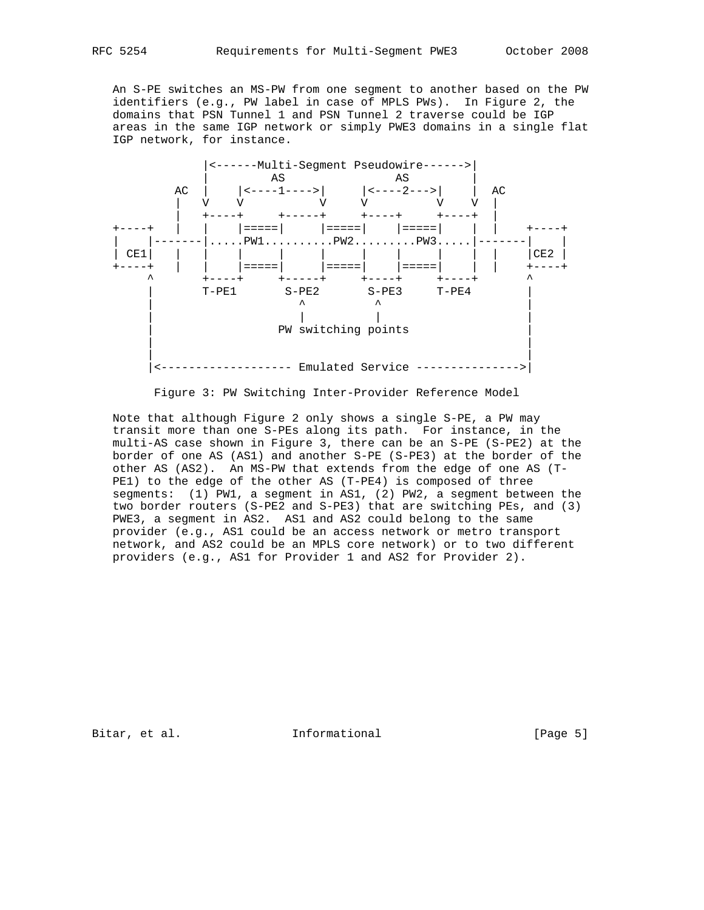An S-PE switches an MS-PW from one segment to another based on the PW identifiers (e.g., PW label in case of MPLS PWs). In Figure 2, the domains that PSN Tunnel 1 and PSN Tunnel 2 traverse could be IGP areas in the same IGP network or simply PWE3 domains in a single flat IGP network, for instance.

```
               |<------Multi-Segment Pseudowire------>|
               |         AS                  AS       |
          AC   |    |<----1---->|     |<----2--->|    |  AC
           |   V    V           V     V          V    V  |
           |   +----+     +-----+     +----+     +----+  |
+----+     |   |    |=====|     |=====|    |=====|    |  |     +----+
|    |-------|.....PW1..........PW2.........PW3.....|-------|    |
| CE1|     |   |    |     |     |     |    |     |    |  |     |CE2 |
+----+     |   |    |=====|     |=====|    |=====|    |  |     +----+
     ^         +----+     +-----+     +----+     +----+        ^
     |         T-PE1       S-PE2       S-PE3     T-PE4         |
     |                       ^           ^                     |
     |                       |           |                     |
     |                    PW switching points                  |
     |                                                         |
     |                                                         |
     |<------------------- Emulated Service ------------------>|
```

Figure 3: PW Switching Inter-Provider Reference Model

Note that although Figure 2 only shows a single S-PE, a PW may transit more than one S-PEs along its path. For instance, in the multi-AS case shown in Figure 3, there can be an S-PE (S-PE2) at the border of one AS (AS1) and another S-PE (S-PE3) at the border of the other AS (AS2). An MS-PW that extends from the edge of one AS (T-PE1) to the edge of the other AS (T-PE4) is composed of three segments: (1) PW1, a segment in AS1, (2) PW2, a segment between the two border routers (S-PE2 and S-PE3) that are switching PEs, and (3) PWE3, a segment in AS2. AS1 and AS2 could belong to the same provider (e.g., AS1 could be an access network or metro transport network, and AS2 could be an MPLS core network) or to two different providers (e.g., AS1 for Provider 1 and AS2 for Provider 2).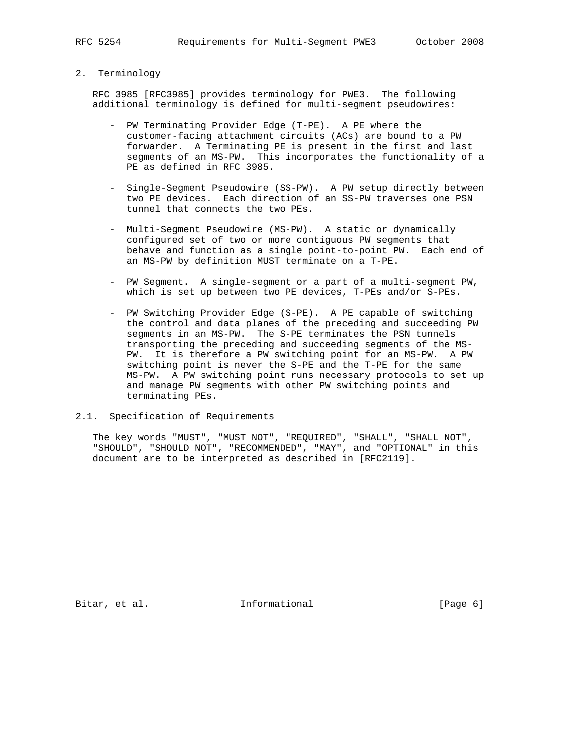## 2. Terminology

RFC 3985 [RFC3985] provides terminology for PWE3. The following additional terminology is defined for multi-segment pseudowires:

- PW Terminating Provider Edge (T-PE). A PE where the customer-facing attachment circuits (ACs) are bound to a PW forwarder. A Terminating PE is present in the first and last segments of an MS-PW. This incorporates the functionality of a PE as defined in RFC 3985.

- Single-Segment Pseudowire (SS-PW). A PW setup directly between two PE devices. Each direction of an SS-PW traverses one PSN tunnel that connects the two PEs.

- Multi-Segment Pseudowire (MS-PW). A static or dynamically configured set of two or more contiguous PW segments that behave and function as a single point-to-point PW. Each end of an MS-PW by definition MUST terminate on a T-PE.

- PW Segment. A single-segment or a part of a multi-segment PW, which is set up between two PE devices, T-PEs and/or S-PEs.

- PW Switching Provider Edge (S-PE). A PE capable of switching the control and data planes of the preceding and succeeding PW segments in an MS-PW. The S-PE terminates the PSN tunnels transporting the preceding and succeeding segments of the MS-PW. It is therefore a PW switching point for an MS-PW. A PW switching point is never the S-PE and the T-PE for the same MS-PW. A PW switching point runs necessary protocols to set up and manage PW segments with other PW switching points and terminating PEs.

### 2.1. Specification of Requirements

The key words "MUST", "MUST NOT", "REQUIRED", "SHALL", "SHALL NOT", "SHOULD", "SHOULD NOT", "RECOMMENDED", "MAY", and "OPTIONAL" in this document are to be interpreted as described in [RFC2119].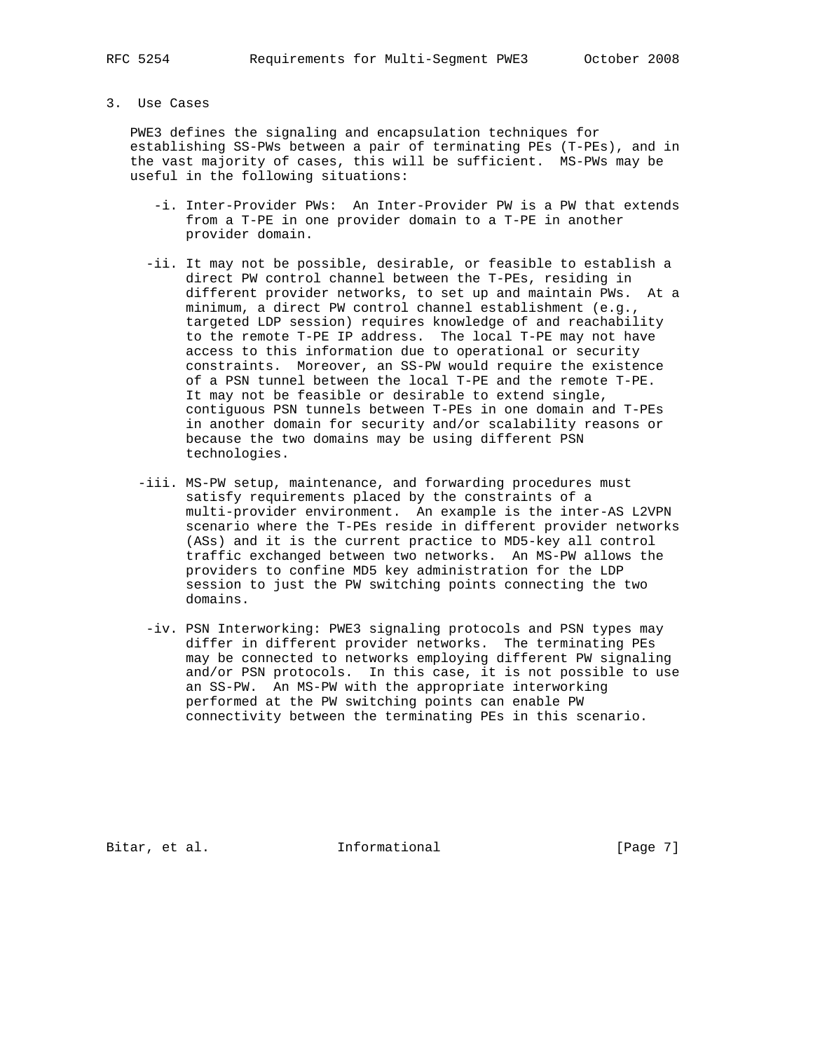## 3. Use Cases

PWE3 defines the signaling and encapsulation techniques for establishing SS-PWs between a pair of terminating PEs (T-PEs), and in the vast majority of cases, this will be sufficient. MS-PWs may be useful in the following situations:

-i. Inter-Provider PWs: An Inter-Provider PW is a PW that extends from a T-PE in one provider domain to a T-PE in another provider domain.

-ii. It may not be possible, desirable, or feasible to establish a direct PW control channel between the T-PEs, residing in different provider networks, to set up and maintain PWs. At a minimum, a direct PW control channel establishment (e.g., targeted LDP session) requires knowledge of and reachability to the remote T-PE IP address. The local T-PE may not have access to this information due to operational or security constraints. Moreover, an SS-PW would require the existence of a PSN tunnel between the local T-PE and the remote T-PE. It may not be feasible or desirable to extend single, contiguous PSN tunnels between T-PEs in one domain and T-PEs in another domain for security and/or scalability reasons or because the two domains may be using different PSN technologies.

-iii. MS-PW setup, maintenance, and forwarding procedures must satisfy requirements placed by the constraints of a multi-provider environment. An example is the inter-AS L2VPN scenario where the T-PEs reside in different provider networks (ASs) and it is the current practice to MD5-key all control traffic exchanged between two networks. An MS-PW allows the providers to confine MD5 key administration for the LDP session to just the PW switching points connecting the two domains.

-iv. PSN Interworking: PWE3 signaling protocols and PSN types may differ in different provider networks. The terminating PEs may be connected to networks employing different PW signaling and/or PSN protocols. In this case, it is not possible to use an SS-PW. An MS-PW with the appropriate interworking performed at the PW switching points can enable PW connectivity between the terminating PEs in this scenario.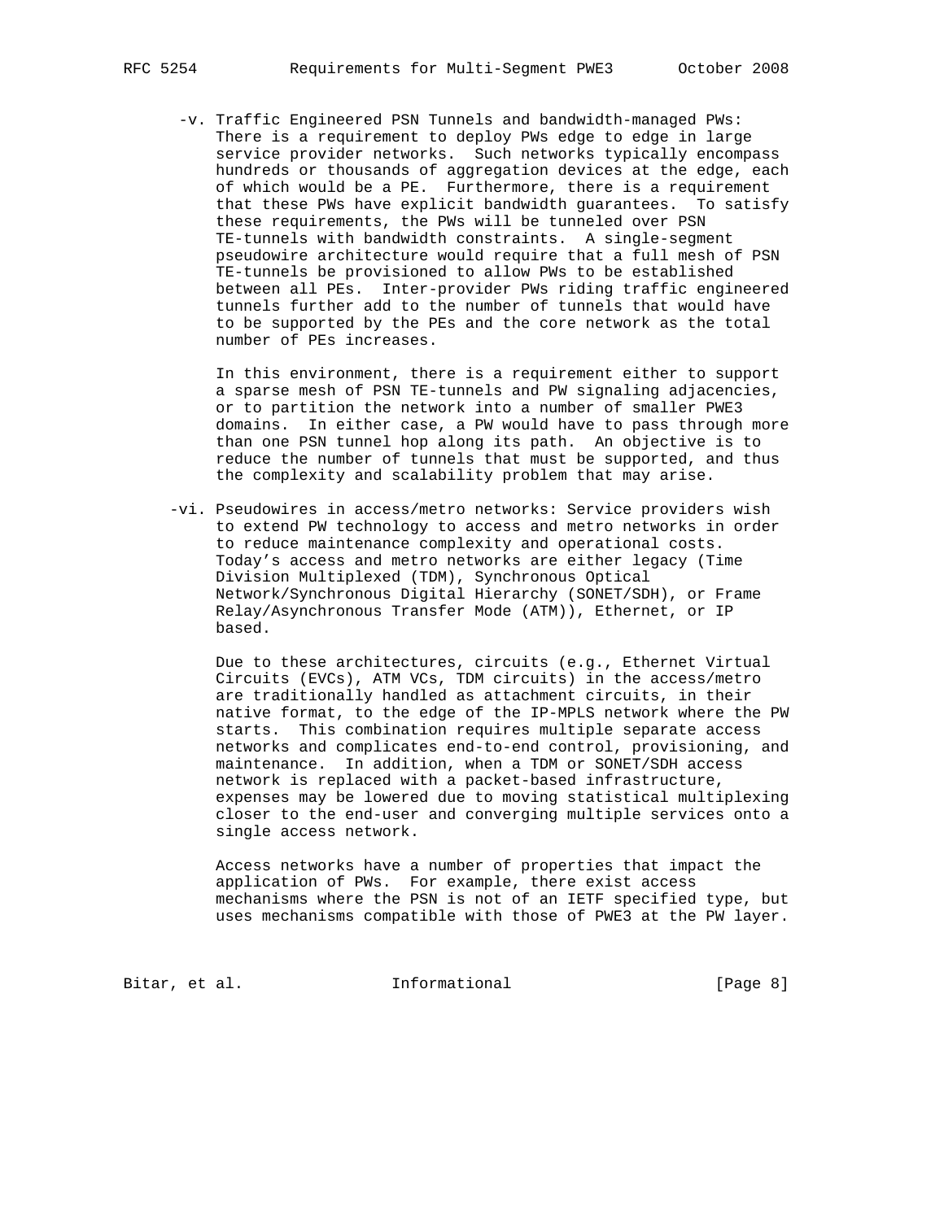-v. Traffic Engineered PSN Tunnels and bandwidth-managed PWs: There is a requirement to deploy PWs edge to edge in large service provider networks. Such networks typically encompass hundreds or thousands of aggregation devices at the edge, each of which would be a PE. Furthermore, there is a requirement that these PWs have explicit bandwidth guarantees. To satisfy these requirements, the PWs will be tunneled over PSN TE-tunnels with bandwidth constraints. A single-segment pseudowire architecture would require that a full mesh of PSN TE-tunnels be provisioned to allow PWs to be established between all PEs. Inter-provider PWs riding traffic engineered tunnels further add to the number of tunnels that would have to be supported by the PEs and the core network as the total number of PEs increases.

In this environment, there is a requirement either to support a sparse mesh of PSN TE-tunnels and PW signaling adjacencies, or to partition the network into a number of smaller PWE3 domains. In either case, a PW would have to pass through more than one PSN tunnel hop along its path. An objective is to reduce the number of tunnels that must be supported, and thus the complexity and scalability problem that may arise.

-vi. Pseudowires in access/metro networks: Service providers wish to extend PW technology to access and metro networks in order to reduce maintenance complexity and operational costs. Today's access and metro networks are either legacy (Time Division Multiplexed (TDM), Synchronous Optical Network/Synchronous Digital Hierarchy (SONET/SDH), or Frame Relay/Asynchronous Transfer Mode (ATM)), Ethernet, or IP based.

Due to these architectures, circuits (e.g., Ethernet Virtual Circuits (EVCs), ATM VCs, TDM circuits) in the access/metro are traditionally handled as attachment circuits, in their native format, to the edge of the IP-MPLS network where the PW starts. This combination requires multiple separate access networks and complicates end-to-end control, provisioning, and maintenance. In addition, when a TDM or SONET/SDH access network is replaced with a packet-based infrastructure, expenses may be lowered due to moving statistical multiplexing closer to the end-user and converging multiple services onto a single access network.

Access networks have a number of properties that impact the application of PWs. For example, there exist access mechanisms where the PSN is not of an IETF specified type, but uses mechanisms compatible with those of PWE3 at the PW layer.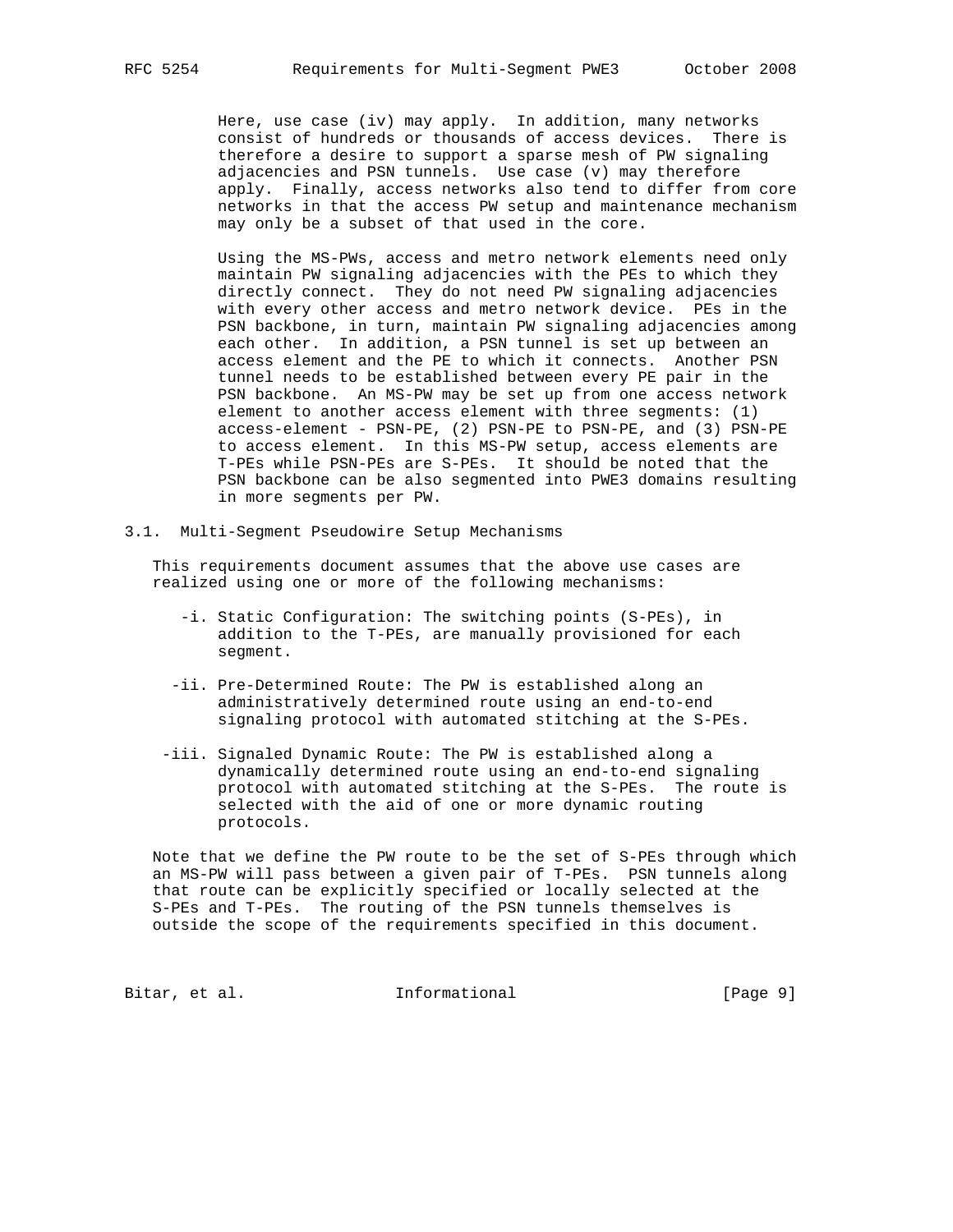Here, use case (iv) may apply. In addition, many networks consist of hundreds or thousands of access devices. There is therefore a desire to support a sparse mesh of PW signaling adjacencies and PSN tunnels. Use case (v) may therefore apply. Finally, access networks also tend to differ from core networks in that the access PW setup and maintenance mechanism may only be a subset of that used in the core.

Using the MS-PWs, access and metro network elements need only maintain PW signaling adjacencies with the PEs to which they directly connect. They do not need PW signaling adjacencies with every other access and metro network device. PEs in the PSN backbone, in turn, maintain PW signaling adjacencies among each other. In addition, a PSN tunnel is set up between an access element and the PE to which it connects. Another PSN tunnel needs to be established between every PE pair in the PSN backbone. An MS-PW may be set up from one access network element to another access element with three segments: (1) access-element - PSN-PE, (2) PSN-PE to PSN-PE, and (3) PSN-PE to access element. In this MS-PW setup, access elements are T-PEs while PSN-PEs are S-PEs. It should be noted that the PSN backbone can be also segmented into PWE3 domains resulting in more segments per PW.

## 3.1. Multi-Segment Pseudowire Setup Mechanisms

This requirements document assumes that the above use cases are realized using one or more of the following mechanisms:

- -i. Static Configuration: The switching points (S-PEs), in addition to the T-PEs, are manually provisioned for each segment.
- -ii. Pre-Determined Route: The PW is established along an administratively determined route using an end-to-end signaling protocol with automated stitching at the S-PEs.
- -iii. Signaled Dynamic Route: The PW is established along a dynamically determined route using an end-to-end signaling protocol with automated stitching at the S-PEs. The route is selected with the aid of one or more dynamic routing protocols.

Note that we define the PW route to be the set of S-PEs through which an MS-PW will pass between a given pair of T-PEs. PSN tunnels along that route can be explicitly specified or locally selected at the S-PEs and T-PEs. The routing of the PSN tunnels themselves is outside the scope of the requirements specified in this document.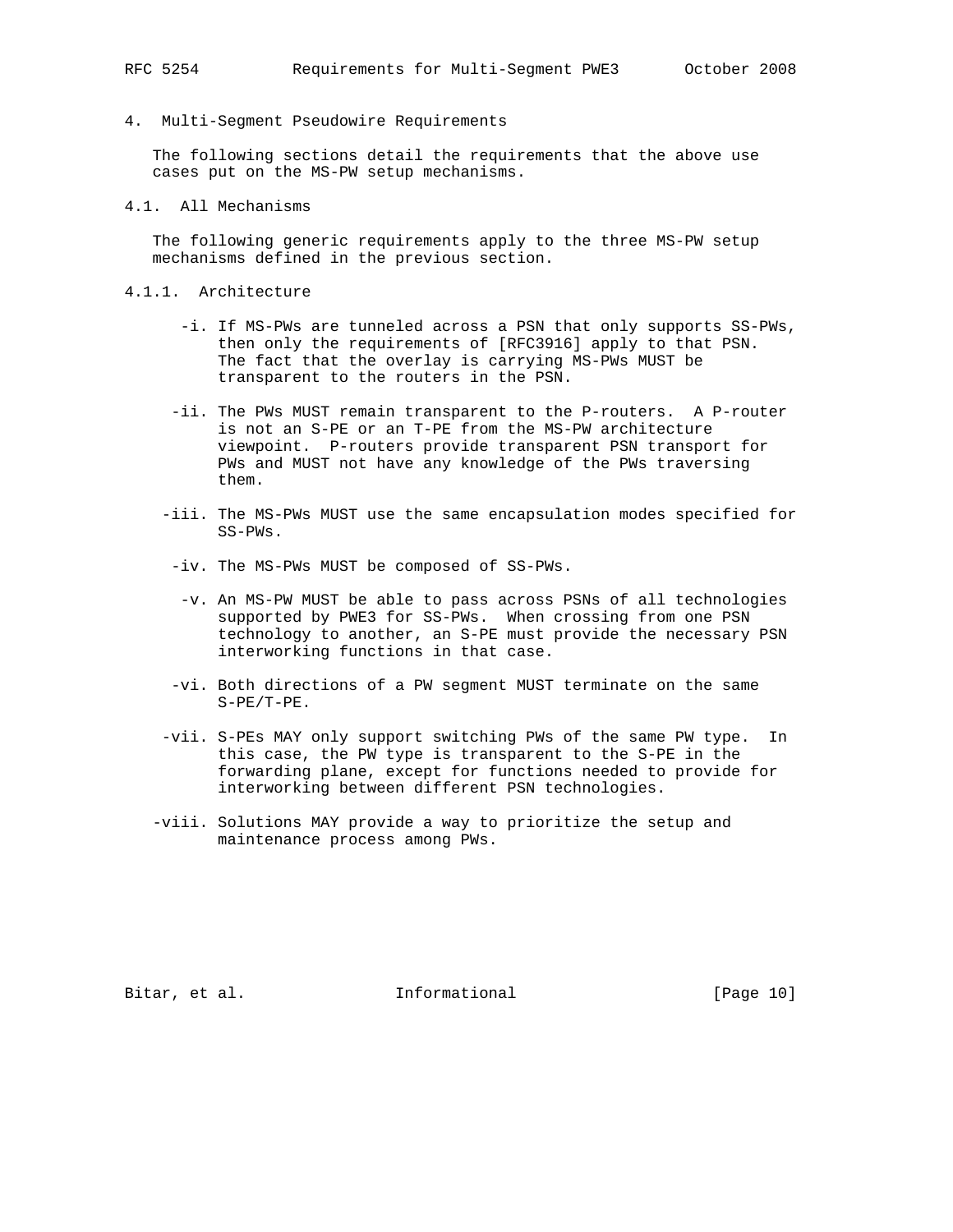## 4. Multi-Segment Pseudowire Requirements

The following sections detail the requirements that the above use cases put on the MS-PW setup mechanisms.

### 4.1. All Mechanisms

The following generic requirements apply to the three MS-PW setup mechanisms defined in the previous section.

#### 4.1.1. Architecture

- -i. If MS-PWs are tunneled across a PSN that only supports SS-PWs, then only the requirements of [RFC3916] apply to that PSN. The fact that the overlay is carrying MS-PWs MUST be transparent to the routers in the PSN.

- -ii. The PWs MUST remain transparent to the P-routers. A P-router is not an S-PE or an T-PE from the MS-PW architecture viewpoint. P-routers provide transparent PSN transport for PWs and MUST not have any knowledge of the PWs traversing them.

- -iii. The MS-PWs MUST use the same encapsulation modes specified for SS-PWs.

- -iv. The MS-PWs MUST be composed of SS-PWs.

- -v. An MS-PW MUST be able to pass across PSNs of all technologies supported by PWE3 for SS-PWs. When crossing from one PSN technology to another, an S-PE must provide the necessary PSN interworking functions in that case.

- -vi. Both directions of a PW segment MUST terminate on the same S-PE/T-PE.

- -vii. S-PEs MAY only support switching PWs of the same PW type. In this case, the PW type is transparent to the S-PE in the forwarding plane, except for functions needed to provide for interworking between different PSN technologies.

- -viii. Solutions MAY provide a way to prioritize the setup and maintenance process among PWs.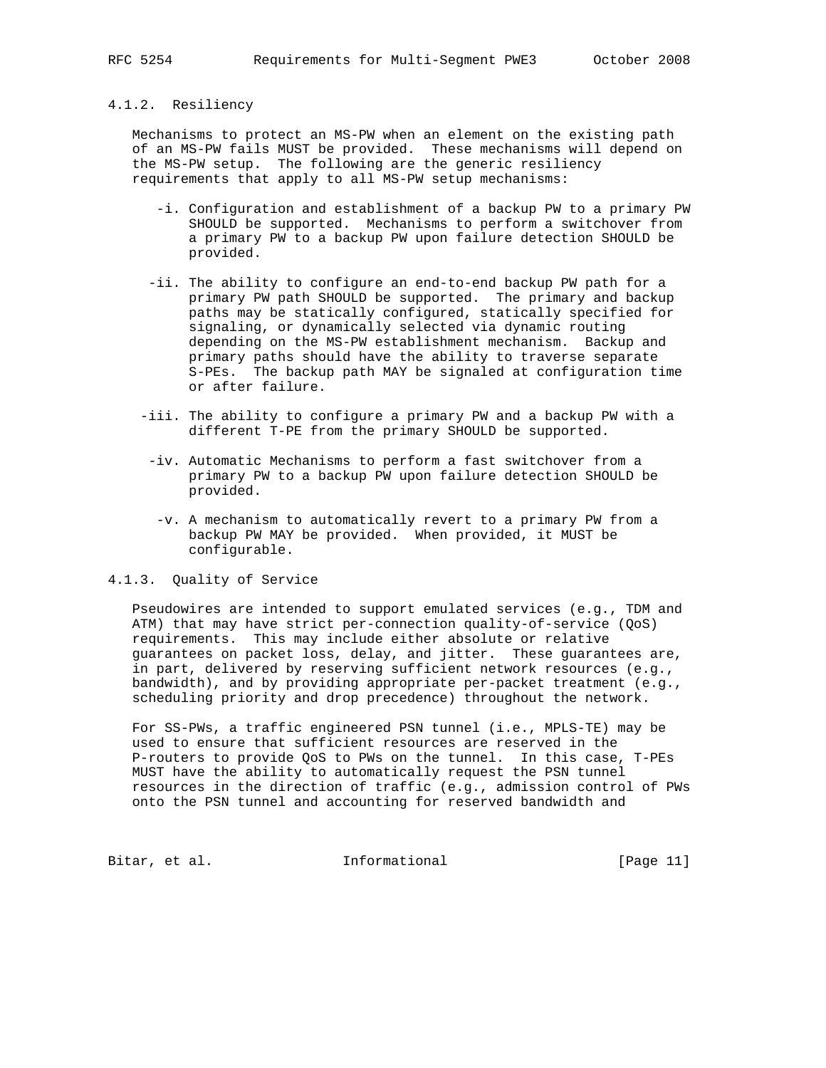### 4.1.2. Resiliency

Mechanisms to protect an MS-PW when an element on the existing path of an MS-PW fails MUST be provided. These mechanisms will depend on the MS-PW setup. The following are the generic resiliency requirements that apply to all MS-PW setup mechanisms:

-i. Configuration and establishment of a backup PW to a primary PW SHOULD be supported. Mechanisms to perform a switchover from a primary PW to a backup PW upon failure detection SHOULD be provided.

-ii. The ability to configure an end-to-end backup PW path for a primary PW path SHOULD be supported. The primary and backup paths may be statically configured, statically specified for signaling, or dynamically selected via dynamic routing depending on the MS-PW establishment mechanism. Backup and primary paths should have the ability to traverse separate S-PEs. The backup path MAY be signaled at configuration time or after failure.

-iii. The ability to configure a primary PW and a backup PW with a different T-PE from the primary SHOULD be supported.

-iv. Automatic Mechanisms to perform a fast switchover from a primary PW to a backup PW upon failure detection SHOULD be provided.

-v. A mechanism to automatically revert to a primary PW from a backup PW MAY be provided. When provided, it MUST be configurable.

### 4.1.3. Quality of Service

Pseudowires are intended to support emulated services (e.g., TDM and ATM) that may have strict per-connection quality-of-service (QoS) requirements. This may include either absolute or relative guarantees on packet loss, delay, and jitter. These guarantees are, in part, delivered by reserving sufficient network resources (e.g., bandwidth), and by providing appropriate per-packet treatment (e.g., scheduling priority and drop precedence) throughout the network.

For SS-PWs, a traffic engineered PSN tunnel (i.e., MPLS-TE) may be used to ensure that sufficient resources are reserved in the P-routers to provide QoS to PWs on the tunnel. In this case, T-PEs MUST have the ability to automatically request the PSN tunnel resources in the direction of traffic (e.g., admission control of PWs onto the PSN tunnel and accounting for reserved bandwidth and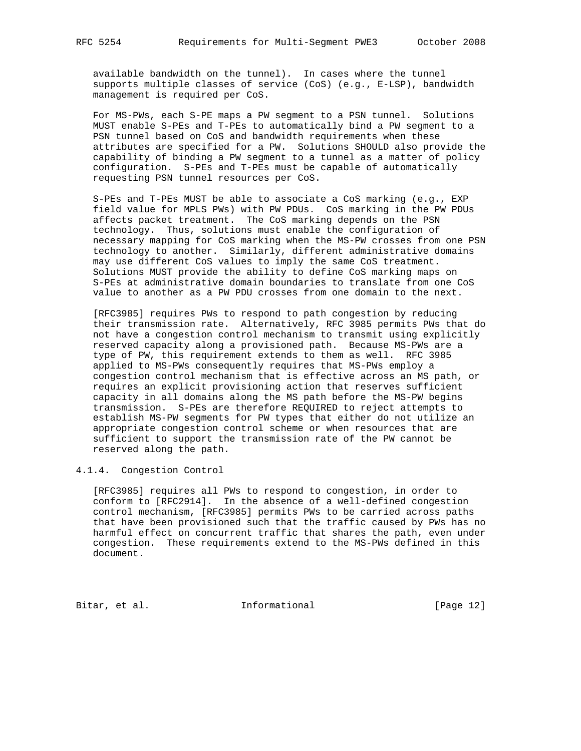available bandwidth on the tunnel). In cases where the tunnel supports multiple classes of service (CoS) (e.g., E-LSP), bandwidth management is required per CoS.

For MS-PWs, each S-PE maps a PW segment to a PSN tunnel. Solutions MUST enable S-PEs and T-PEs to automatically bind a PW segment to a PSN tunnel based on CoS and bandwidth requirements when these attributes are specified for a PW. Solutions SHOULD also provide the capability of binding a PW segment to a tunnel as a matter of policy configuration. S-PEs and T-PEs must be capable of automatically requesting PSN tunnel resources per CoS.

S-PEs and T-PEs MUST be able to associate a CoS marking (e.g., EXP field value for MPLS PWs) with PW PDUs. CoS marking in the PW PDUs affects packet treatment. The CoS marking depends on the PSN technology. Thus, solutions must enable the configuration of necessary mapping for CoS marking when the MS-PW crosses from one PSN technology to another. Similarly, different administrative domains may use different CoS values to imply the same CoS treatment. Solutions MUST provide the ability to define CoS marking maps on S-PEs at administrative domain boundaries to translate from one CoS value to another as a PW PDU crosses from one domain to the next.

[RFC3985] requires PWs to respond to path congestion by reducing their transmission rate. Alternatively, RFC 3985 permits PWs that do not have a congestion control mechanism to transmit using explicitly reserved capacity along a provisioned path. Because MS-PWs are a type of PW, this requirement extends to them as well. RFC 3985 applied to MS-PWs consequently requires that MS-PWs employ a congestion control mechanism that is effective across an MS path, or requires an explicit provisioning action that reserves sufficient capacity in all domains along the MS path before the MS-PW begins transmission. S-PEs are therefore REQUIRED to reject attempts to establish MS-PW segments for PW types that either do not utilize an appropriate congestion control scheme or when resources that are sufficient to support the transmission rate of the PW cannot be reserved along the path.

#### 4.1.4. Congestion Control

[RFC3985] requires all PWs to respond to congestion, in order to conform to [RFC2914]. In the absence of a well-defined congestion control mechanism, [RFC3985] permits PWs to be carried across paths that have been provisioned such that the traffic caused by PWs has no harmful effect on concurrent traffic that shares the path, even under congestion. These requirements extend to the MS-PWs defined in this document.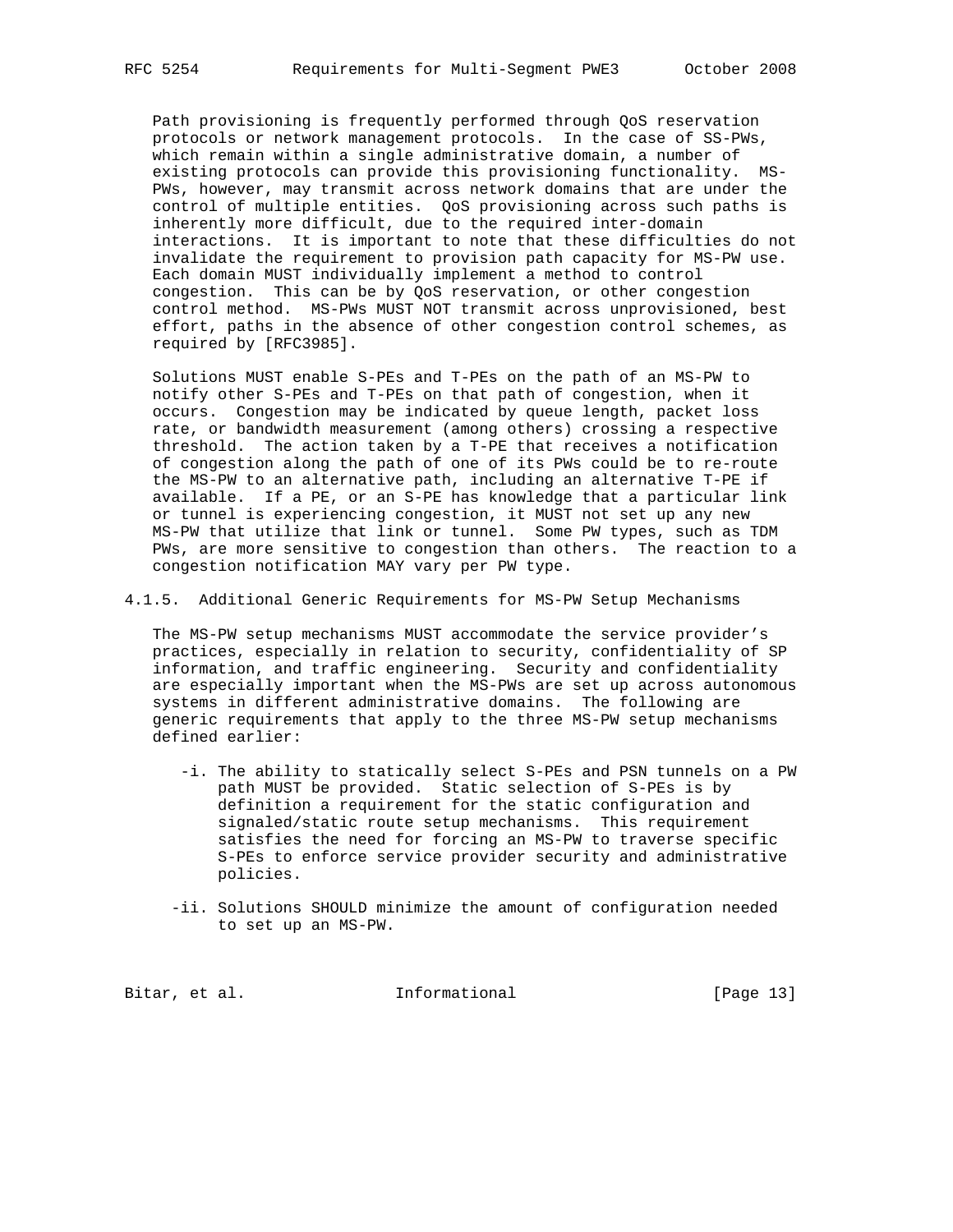Path provisioning is frequently performed through QoS reservation protocols or network management protocols. In the case of SS-PWs, which remain within a single administrative domain, a number of existing protocols can provide this provisioning functionality. MS-PWs, however, may transmit across network domains that are under the control of multiple entities. QoS provisioning across such paths is inherently more difficult, due to the required inter-domain interactions. It is important to note that these difficulties do not invalidate the requirement to provision path capacity for MS-PW use. Each domain MUST individually implement a method to control congestion. This can be by QoS reservation, or other congestion control method. MS-PWs MUST NOT transmit across unprovisioned, best effort, paths in the absence of other congestion control schemes, as required by [RFC3985].

Solutions MUST enable S-PEs and T-PEs on the path of an MS-PW to notify other S-PEs and T-PEs on that path of congestion, when it occurs. Congestion may be indicated by queue length, packet loss rate, or bandwidth measurement (among others) crossing a respective threshold. The action taken by a T-PE that receives a notification of congestion along the path of one of its PWs could be to re-route the MS-PW to an alternative path, including an alternative T-PE if available. If a PE, or an S-PE has knowledge that a particular link or tunnel is experiencing congestion, it MUST not set up any new MS-PW that utilize that link or tunnel. Some PW types, such as TDM PWs, are more sensitive to congestion than others. The reaction to a congestion notification MAY vary per PW type.

#### 4.1.5. Additional Generic Requirements for MS-PW Setup Mechanisms

The MS-PW setup mechanisms MUST accommodate the service provider's practices, especially in relation to security, confidentiality of SP information, and traffic engineering. Security and confidentiality are especially important when the MS-PWs are set up across autonomous systems in different administrative domains. The following are generic requirements that apply to the three MS-PW setup mechanisms defined earlier:

-i. The ability to statically select S-PEs and PSN tunnels on a PW path MUST be provided. Static selection of S-PEs is by definition a requirement for the static configuration and signaled/static route setup mechanisms. This requirement satisfies the need for forcing an MS-PW to traverse specific S-PEs to enforce service provider security and administrative policies.

-ii. Solutions SHOULD minimize the amount of configuration needed to set up an MS-PW.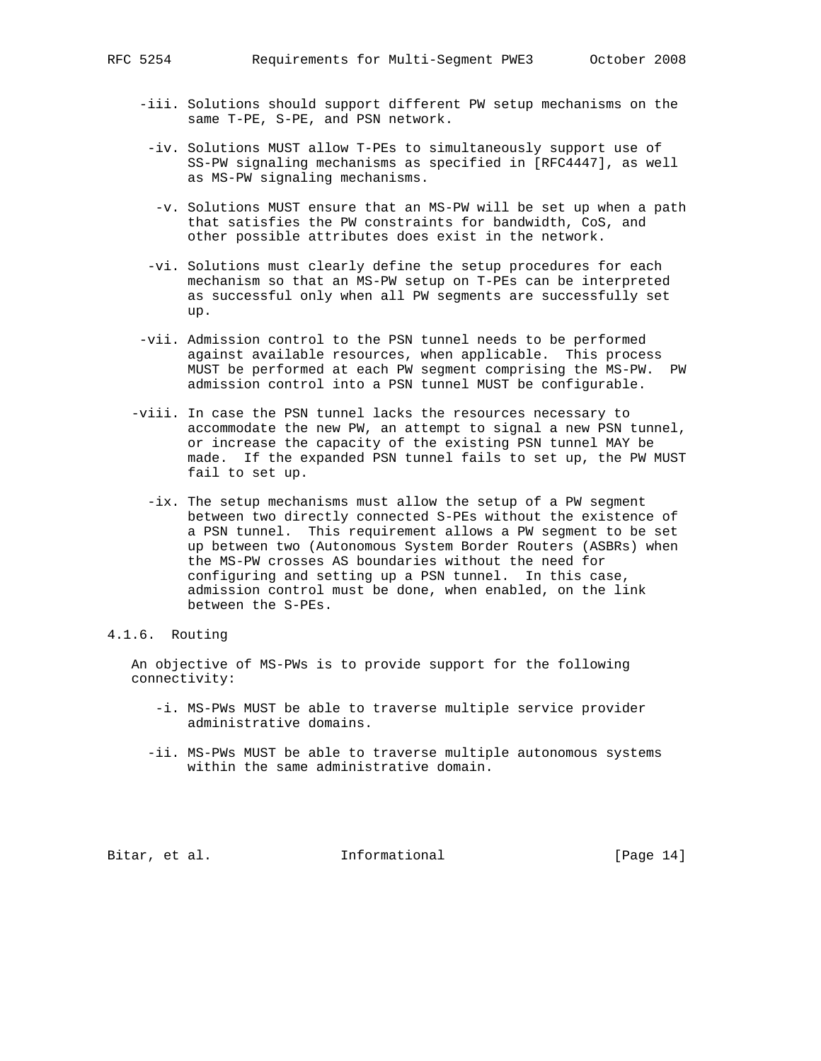-iii. Solutions should support different PW setup mechanisms on the same T-PE, S-PE, and PSN network.

-iv. Solutions MUST allow T-PEs to simultaneously support use of SS-PW signaling mechanisms as specified in [RFC4447], as well as MS-PW signaling mechanisms.

-v. Solutions MUST ensure that an MS-PW will be set up when a path that satisfies the PW constraints for bandwidth, CoS, and other possible attributes does exist in the network.

-vi. Solutions must clearly define the setup procedures for each mechanism so that an MS-PW setup on T-PEs can be interpreted as successful only when all PW segments are successfully set up.

-vii. Admission control to the PSN tunnel needs to be performed against available resources, when applicable. This process MUST be performed at each PW segment comprising the MS-PW. PW admission control into a PSN tunnel MUST be configurable.

-viii. In case the PSN tunnel lacks the resources necessary to accommodate the new PW, an attempt to signal a new PSN tunnel, or increase the capacity of the existing PSN tunnel MAY be made. If the expanded PSN tunnel fails to set up, the PW MUST fail to set up.

-ix. The setup mechanisms must allow the setup of a PW segment between two directly connected S-PEs without the existence of a PSN tunnel. This requirement allows a PW segment to be set up between two (Autonomous System Border Routers (ASBRs) when the MS-PW crosses AS boundaries without the need for configuring and setting up a PSN tunnel. In this case, admission control must be done, when enabled, on the link between the S-PEs.

#### 4.1.6. Routing

An objective of MS-PWs is to provide support for the following connectivity:

-i. MS-PWs MUST be able to traverse multiple service provider administrative domains.

-ii. MS-PWs MUST be able to traverse multiple autonomous systems within the same administrative domain.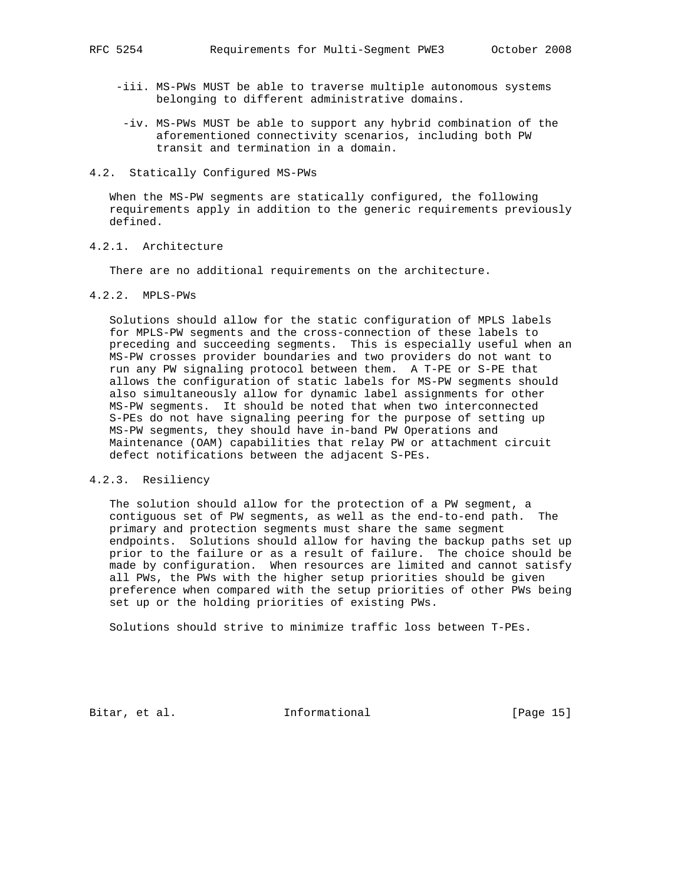- iii. MS-PWs MUST be able to traverse multiple autonomous systems belonging to different administrative domains.

- iv. MS-PWs MUST be able to support any hybrid combination of the aforementioned connectivity scenarios, including both PW transit and termination in a domain.

### 4.2. Statically Configured MS-PWs

When the MS-PW segments are statically configured, the following requirements apply in addition to the generic requirements previously defined.

#### 4.2.1. Architecture

There are no additional requirements on the architecture.

#### 4.2.2. MPLS-PWs

Solutions should allow for the static configuration of MPLS labels for MPLS-PW segments and the cross-connection of these labels to preceding and succeeding segments. This is especially useful when an MS-PW crosses provider boundaries and two providers do not want to run any PW signaling protocol between them. A T-PE or S-PE that allows the configuration of static labels for MS-PW segments should also simultaneously allow for dynamic label assignments for other MS-PW segments. It should be noted that when two interconnected S-PEs do not have signaling peering for the purpose of setting up MS-PW segments, they should have in-band PW Operations and Maintenance (OAM) capabilities that relay PW or attachment circuit defect notifications between the adjacent S-PEs.

#### 4.2.3. Resiliency

The solution should allow for the protection of a PW segment, a contiguous set of PW segments, as well as the end-to-end path. The primary and protection segments must share the same segment endpoints. Solutions should allow for having the backup paths set up prior to the failure or as a result of failure. The choice should be made by configuration. When resources are limited and cannot satisfy all PWs, the PWs with the higher setup priorities should be given preference when compared with the setup priorities of other PWs being set up or the holding priorities of existing PWs.

Solutions should strive to minimize traffic loss between T-PEs.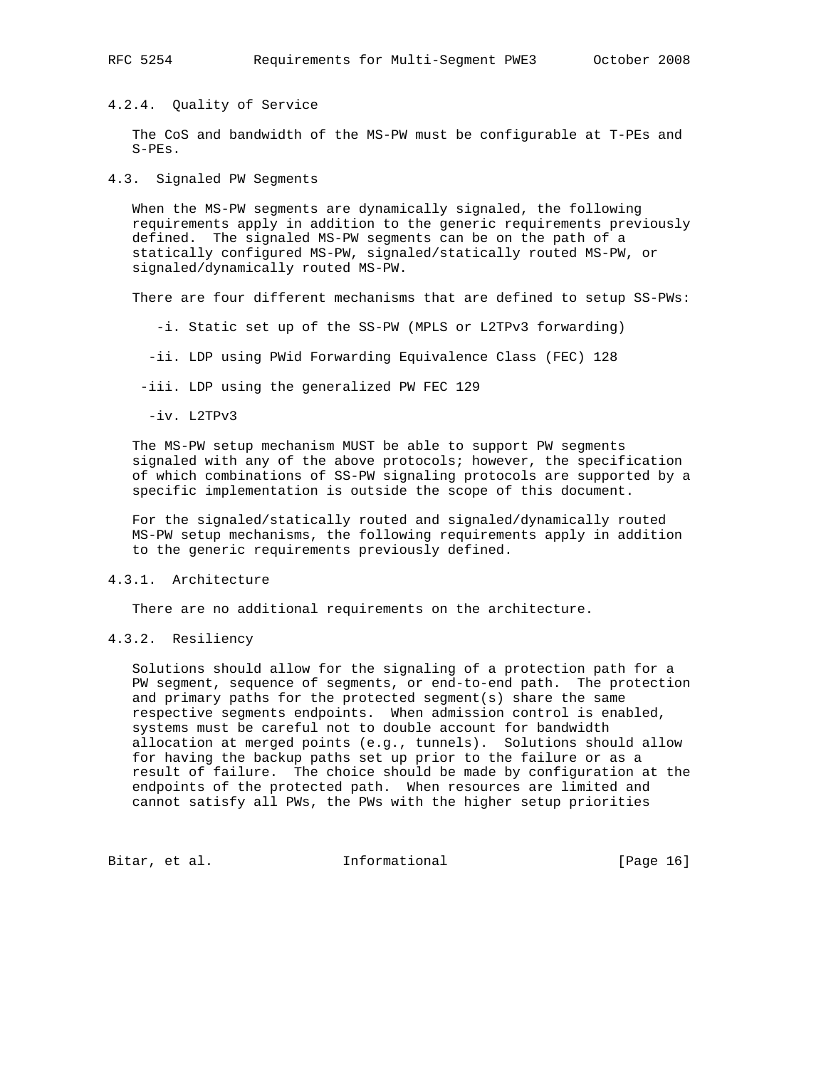#### 4.2.4. Quality of Service

The CoS and bandwidth of the MS-PW must be configurable at T-PEs and S-PEs.

### 4.3. Signaled PW Segments

When the MS-PW segments are dynamically signaled, the following requirements apply in addition to the generic requirements previously defined. The signaled MS-PW segments can be on the path of a statically configured MS-PW, signaled/statically routed MS-PW, or signaled/dynamically routed MS-PW.

There are four different mechanisms that are defined to setup SS-PWs:

- -i. Static set up of the SS-PW (MPLS or L2TPv3 forwarding)
- -ii. LDP using PWid Forwarding Equivalence Class (FEC) 128
- -iii. LDP using the generalized PW FEC 129
- -iv. L2TPv3

The MS-PW setup mechanism MUST be able to support PW segments signaled with any of the above protocols; however, the specification of which combinations of SS-PW signaling protocols are supported by a specific implementation is outside the scope of this document.

For the signaled/statically routed and signaled/dynamically routed MS-PW setup mechanisms, the following requirements apply in addition to the generic requirements previously defined.

#### 4.3.1. Architecture

There are no additional requirements on the architecture.

#### 4.3.2. Resiliency

Solutions should allow for the signaling of a protection path for a PW segment, sequence of segments, or end-to-end path. The protection and primary paths for the protected segment(s) share the same respective segments endpoints. When admission control is enabled, systems must be careful not to double account for bandwidth allocation at merged points (e.g., tunnels). Solutions should allow for having the backup paths set up prior to the failure or as a result of failure. The choice should be made by configuration at the endpoints of the protected path. When resources are limited and cannot satisfy all PWs, the PWs with the higher setup priorities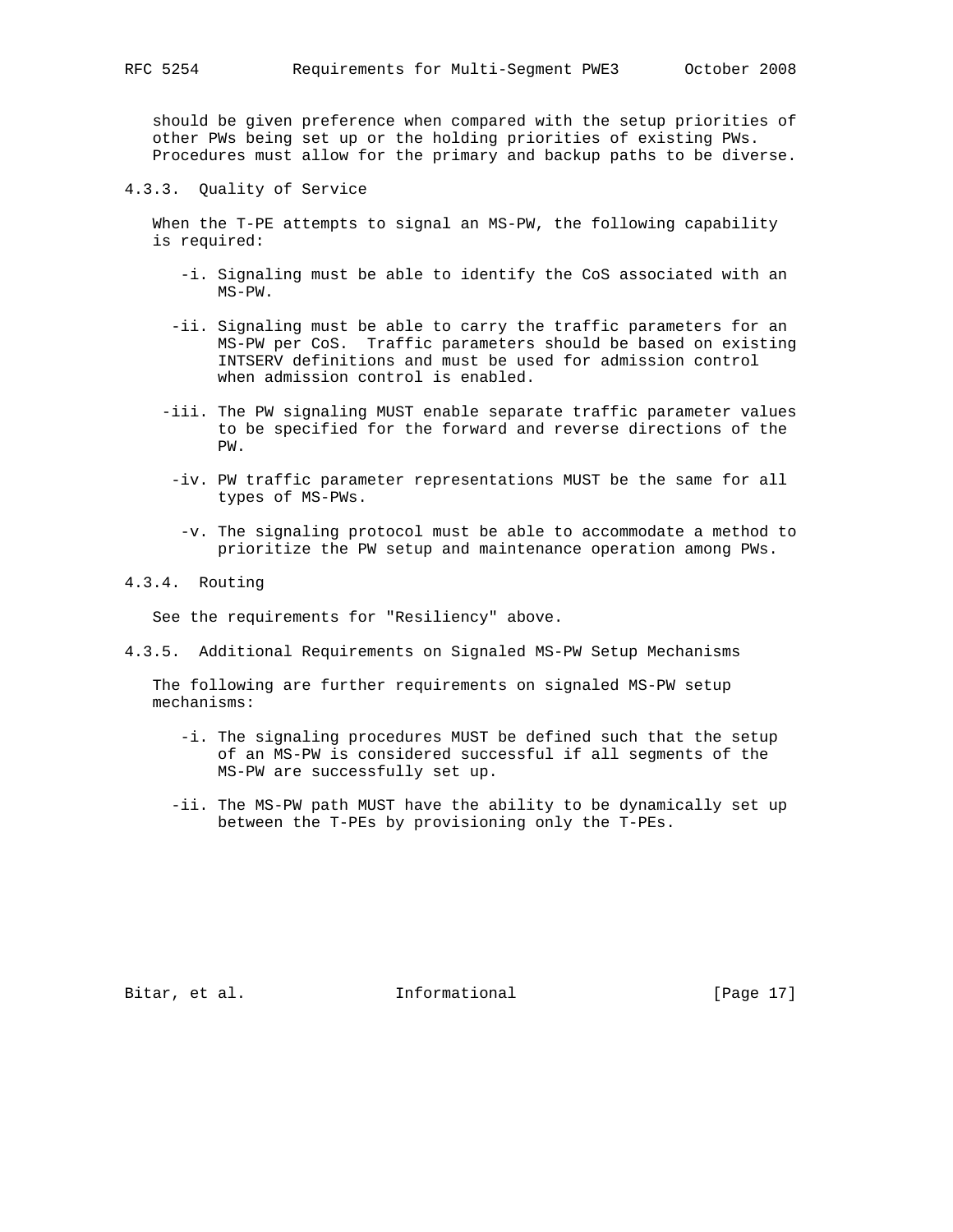should be given preference when compared with the setup priorities of other PWs being set up or the holding priorities of existing PWs. Procedures must allow for the primary and backup paths to be diverse.

#### 4.3.3. Quality of Service

When the T-PE attempts to signal an MS-PW, the following capability is required:

-i. Signaling must be able to identify the CoS associated with an MS-PW.

-ii. Signaling must be able to carry the traffic parameters for an MS-PW per CoS. Traffic parameters should be based on existing INTSERV definitions and must be used for admission control when admission control is enabled.

-iii. The PW signaling MUST enable separate traffic parameter values to be specified for the forward and reverse directions of the PW.

-iv. PW traffic parameter representations MUST be the same for all types of MS-PWs.

-v. The signaling protocol must be able to accommodate a method to prioritize the PW setup and maintenance operation among PWs.

#### 4.3.4. Routing

See the requirements for "Resiliency" above.

#### 4.3.5. Additional Requirements on Signaled MS-PW Setup Mechanisms

The following are further requirements on signaled MS-PW setup mechanisms:

-i. The signaling procedures MUST be defined such that the setup of an MS-PW is considered successful if all segments of the MS-PW are successfully set up.

-ii. The MS-PW path MUST have the ability to be dynamically set up between the T-PEs by provisioning only the T-PEs.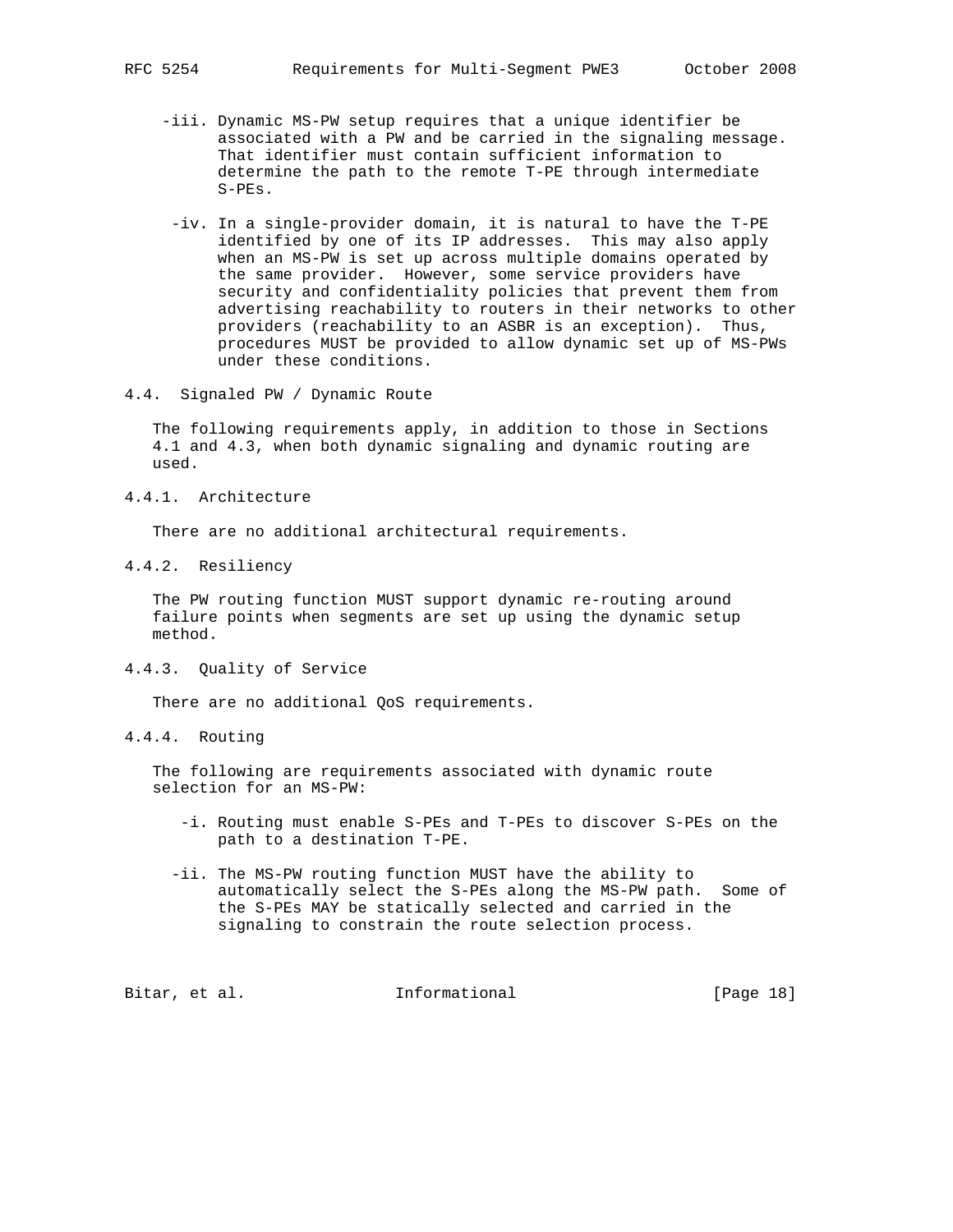-iii. Dynamic MS-PW setup requires that a unique identifier be associated with a PW and be carried in the signaling message. That identifier must contain sufficient information to determine the path to the remote T-PE through intermediate S-PEs.

-iv. In a single-provider domain, it is natural to have the T-PE identified by one of its IP addresses. This may also apply when an MS-PW is set up across multiple domains operated by the same provider. However, some service providers have security and confidentiality policies that prevent them from advertising reachability to routers in their networks to other providers (reachability to an ASBR is an exception). Thus, procedures MUST be provided to allow dynamic set up of MS-PWs under these conditions.

### 4.4. Signaled PW / Dynamic Route

The following requirements apply, in addition to those in Sections 4.1 and 4.3, when both dynamic signaling and dynamic routing are used.

#### 4.4.1. Architecture

There are no additional architectural requirements.

#### 4.4.2. Resiliency

The PW routing function MUST support dynamic re-routing around failure points when segments are set up using the dynamic setup method.

#### 4.4.3. Quality of Service

There are no additional QoS requirements.

#### 4.4.4. Routing

The following are requirements associated with dynamic route selection for an MS-PW:

-i. Routing must enable S-PEs and T-PEs to discover S-PEs on the path to a destination T-PE.

-ii. The MS-PW routing function MUST have the ability to automatically select the S-PEs along the MS-PW path. Some of the S-PEs MAY be statically selected and carried in the signaling to constrain the route selection process.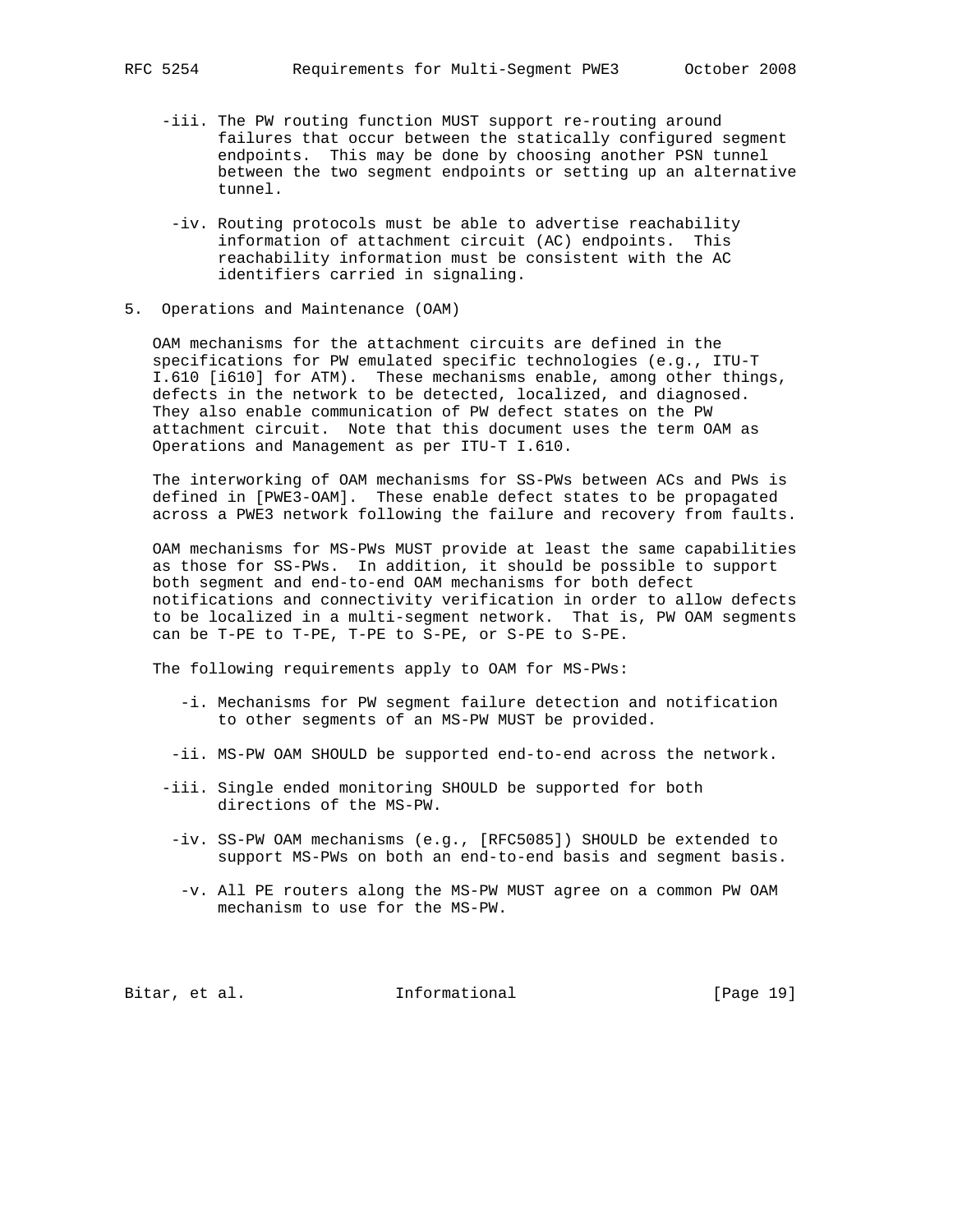-iii. The PW routing function MUST support re-routing around failures that occur between the statically configured segment endpoints. This may be done by choosing another PSN tunnel between the two segment endpoints or setting up an alternative tunnel.

-iv. Routing protocols must be able to advertise reachability information of attachment circuit (AC) endpoints. This reachability information must be consistent with the AC identifiers carried in signaling.

## 5. Operations and Maintenance (OAM)

OAM mechanisms for the attachment circuits are defined in the specifications for PW emulated specific technologies (e.g., ITU-T I.610 [i610] for ATM). These mechanisms enable, among other things, defects in the network to be detected, localized, and diagnosed. They also enable communication of PW defect states on the PW attachment circuit. Note that this document uses the term OAM as Operations and Management as per ITU-T I.610.

The interworking of OAM mechanisms for SS-PWs between ACs and PWs is defined in [PWE3-OAM]. These enable defect states to be propagated across a PWE3 network following the failure and recovery from faults.

OAM mechanisms for MS-PWs MUST provide at least the same capabilities as those for SS-PWs. In addition, it should be possible to support both segment and end-to-end OAM mechanisms for both defect notifications and connectivity verification in order to allow defects to be localized in a multi-segment network. That is, PW OAM segments can be T-PE to T-PE, T-PE to S-PE, or S-PE to S-PE.

The following requirements apply to OAM for MS-PWs:

-i. Mechanisms for PW segment failure detection and notification to other segments of an MS-PW MUST be provided.

-ii. MS-PW OAM SHOULD be supported end-to-end across the network.

-iii. Single ended monitoring SHOULD be supported for both directions of the MS-PW.

-iv. SS-PW OAM mechanisms (e.g., [RFC5085]) SHOULD be extended to support MS-PWs on both an end-to-end basis and segment basis.

-v. All PE routers along the MS-PW MUST agree on a common PW OAM mechanism to use for the MS-PW.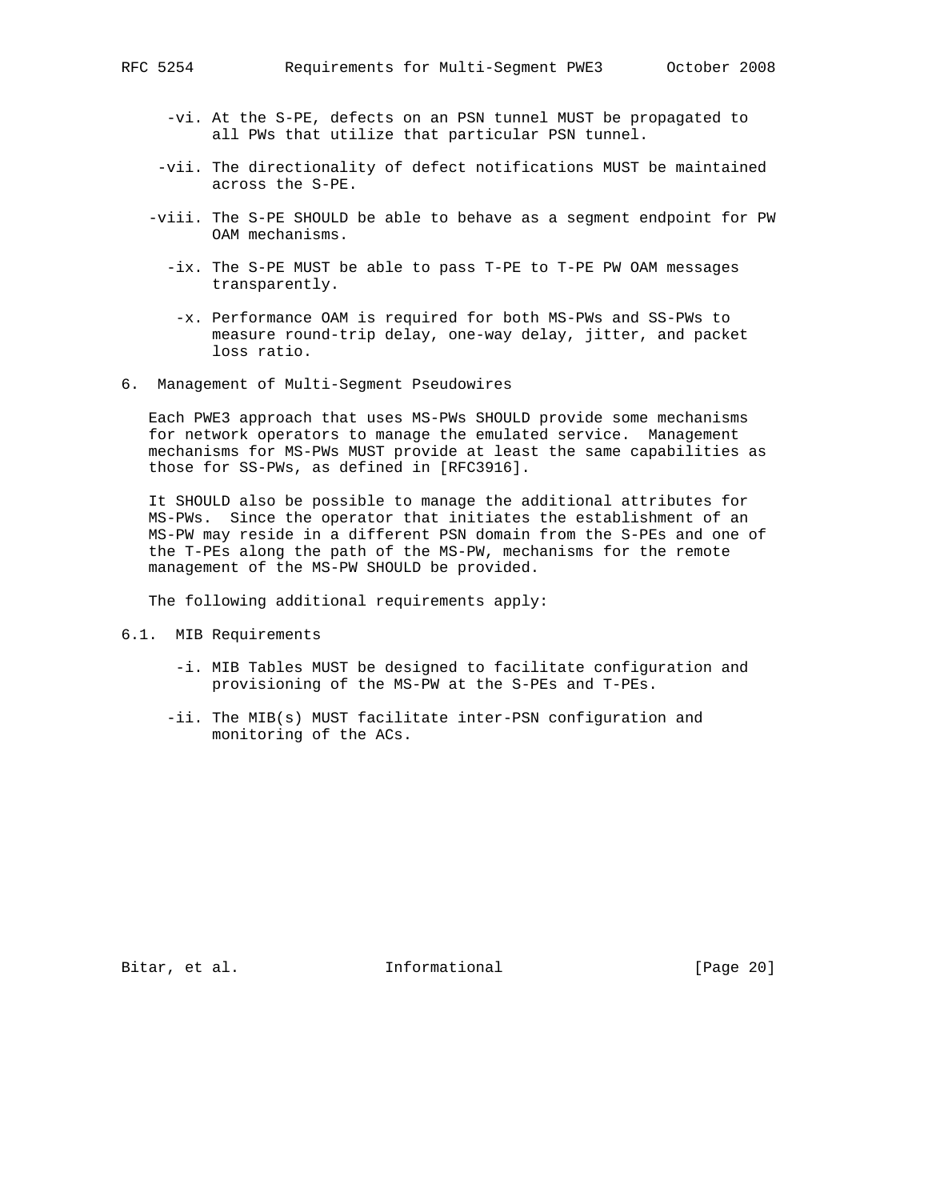- vi. At the S-PE, defects on an PSN tunnel MUST be propagated to all PWs that utilize that particular PSN tunnel.

- vii. The directionality of defect notifications MUST be maintained across the S-PE.

- viii. The S-PE SHOULD be able to behave as a segment endpoint for PW OAM mechanisms.

- ix. The S-PE MUST be able to pass T-PE to T-PE PW OAM messages transparently.

- x. Performance OAM is required for both MS-PWs and SS-PWs to measure round-trip delay, one-way delay, jitter, and packet loss ratio.

## 6. Management of Multi-Segment Pseudowires

Each PWE3 approach that uses MS-PWs SHOULD provide some mechanisms for network operators to manage the emulated service. Management mechanisms for MS-PWs MUST provide at least the same capabilities as those for SS-PWs, as defined in [RFC3916].

It SHOULD also be possible to manage the additional attributes for MS-PWs. Since the operator that initiates the establishment of an MS-PW may reside in a different PSN domain from the S-PEs and one of the T-PEs along the path of the MS-PW, mechanisms for the remote management of the MS-PW SHOULD be provided.

The following additional requirements apply:

### 6.1. MIB Requirements

- i. MIB Tables MUST be designed to facilitate configuration and provisioning of the MS-PW at the S-PEs and T-PEs.

- ii. The MIB(s) MUST facilitate inter-PSN configuration and monitoring of the ACs.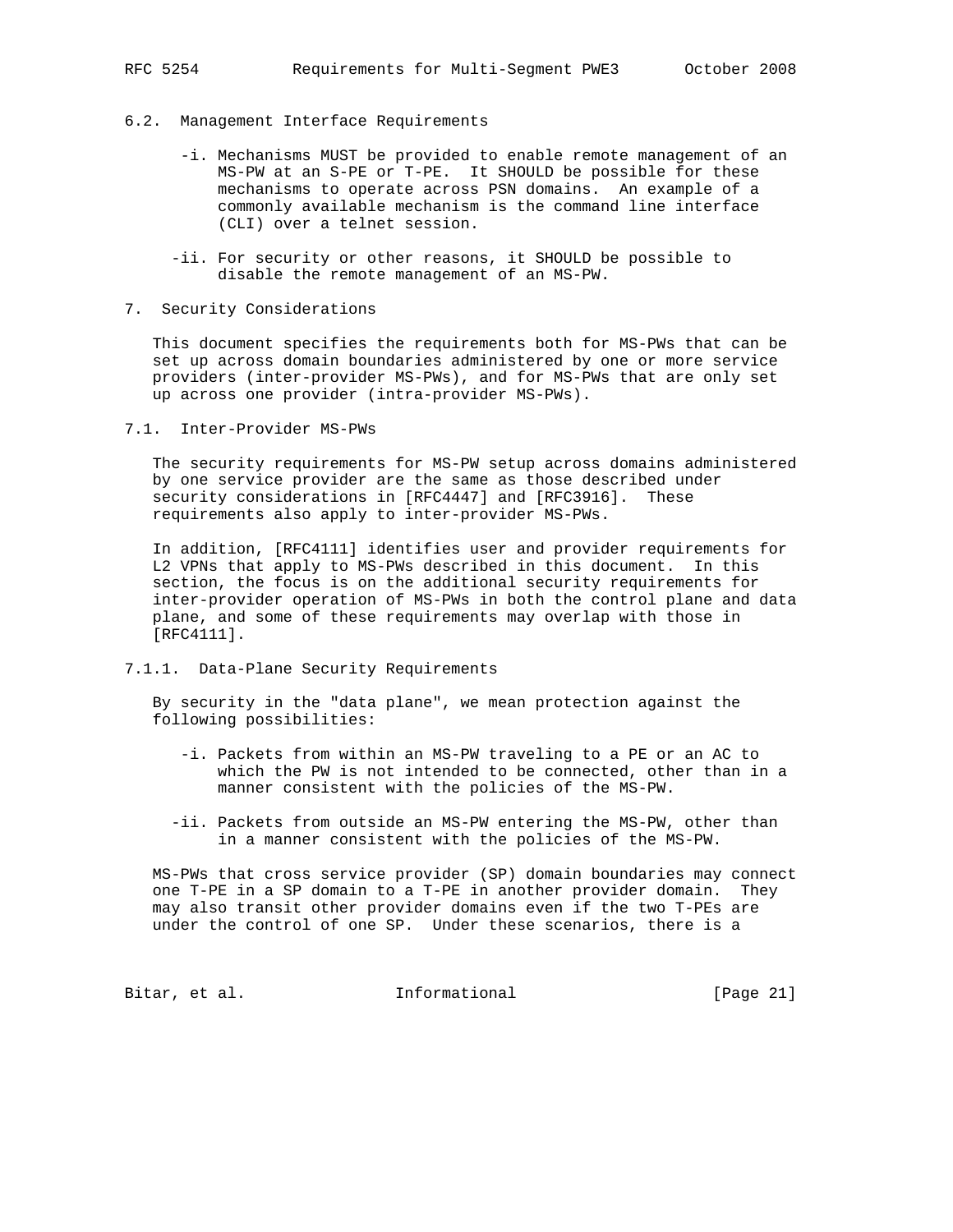### 6.2. Management Interface Requirements

-i. Mechanisms MUST be provided to enable remote management of an MS-PW at an S-PE or T-PE. It SHOULD be possible for these mechanisms to operate across PSN domains. An example of a commonly available mechanism is the command line interface (CLI) over a telnet session.

-ii. For security or other reasons, it SHOULD be possible to disable the remote management of an MS-PW.

## 7. Security Considerations

This document specifies the requirements both for MS-PWs that can be set up across domain boundaries administered by one or more service providers (inter-provider MS-PWs), and for MS-PWs that are only set up across one provider (intra-provider MS-PWs).

### 7.1. Inter-Provider MS-PWs

The security requirements for MS-PW setup across domains administered by one service provider are the same as those described under security considerations in [RFC4447] and [RFC3916]. These requirements also apply to inter-provider MS-PWs.

In addition, [RFC4111] identifies user and provider requirements for L2 VPNs that apply to MS-PWs described in this document. In this section, the focus is on the additional security requirements for inter-provider operation of MS-PWs in both the control plane and data plane, and some of these requirements may overlap with those in [RFC4111].

#### 7.1.1. Data-Plane Security Requirements

By security in the "data plane", we mean protection against the following possibilities:

-i. Packets from within an MS-PW traveling to a PE or an AC to which the PW is not intended to be connected, other than in a manner consistent with the policies of the MS-PW.

-ii. Packets from outside an MS-PW entering the MS-PW, other than in a manner consistent with the policies of the MS-PW.

MS-PWs that cross service provider (SP) domain boundaries may connect one T-PE in a SP domain to a T-PE in another provider domain. They may also transit other provider domains even if the two T-PEs are under the control of one SP. Under these scenarios, there is a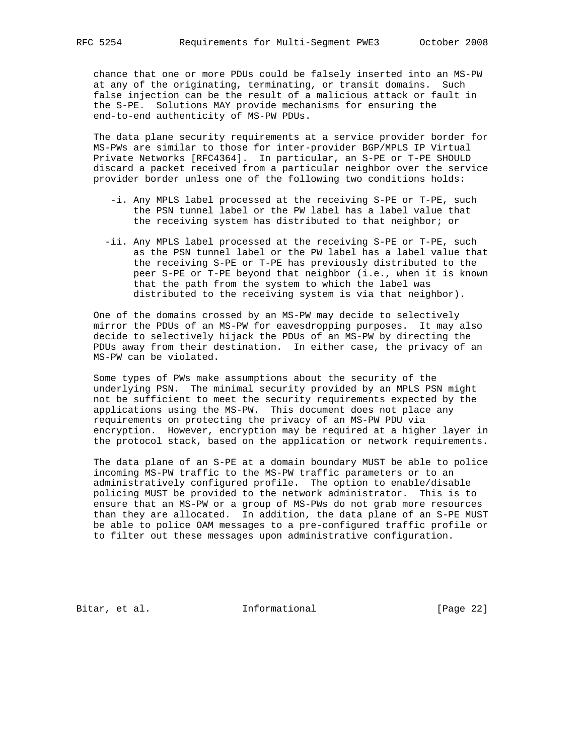chance that one or more PDUs could be falsely inserted into an MS-PW at any of the originating, terminating, or transit domains. Such false injection can be the result of a malicious attack or fault in the S-PE. Solutions MAY provide mechanisms for ensuring the end-to-end authenticity of MS-PW PDUs.

The data plane security requirements at a service provider border for MS-PWs are similar to those for inter-provider BGP/MPLS IP Virtual Private Networks [RFC4364]. In particular, an S-PE or T-PE SHOULD discard a packet received from a particular neighbor over the service provider border unless one of the following two conditions holds:

-i. Any MPLS label processed at the receiving S-PE or T-PE, such the PSN tunnel label or the PW label has a label value that the receiving system has distributed to that neighbor; or

-ii. Any MPLS label processed at the receiving S-PE or T-PE, such as the PSN tunnel label or the PW label has a label value that the receiving S-PE or T-PE has previously distributed to the peer S-PE or T-PE beyond that neighbor (i.e., when it is known that the path from the system to which the label was distributed to the receiving system is via that neighbor).

One of the domains crossed by an MS-PW may decide to selectively mirror the PDUs of an MS-PW for eavesdropping purposes. It may also decide to selectively hijack the PDUs of an MS-PW by directing the PDUs away from their destination. In either case, the privacy of an MS-PW can be violated.

Some types of PWs make assumptions about the security of the underlying PSN. The minimal security provided by an MPLS PSN might not be sufficient to meet the security requirements expected by the applications using the MS-PW. This document does not place any requirements on protecting the privacy of an MS-PW PDU via encryption. However, encryption may be required at a higher layer in the protocol stack, based on the application or network requirements.

The data plane of an S-PE at a domain boundary MUST be able to police incoming MS-PW traffic to the MS-PW traffic parameters or to an administratively configured profile. The option to enable/disable policing MUST be provided to the network administrator. This is to ensure that an MS-PW or a group of MS-PWs do not grab more resources than they are allocated. In addition, the data plane of an S-PE MUST be able to police OAM messages to a pre-configured traffic profile or to filter out these messages upon administrative configuration.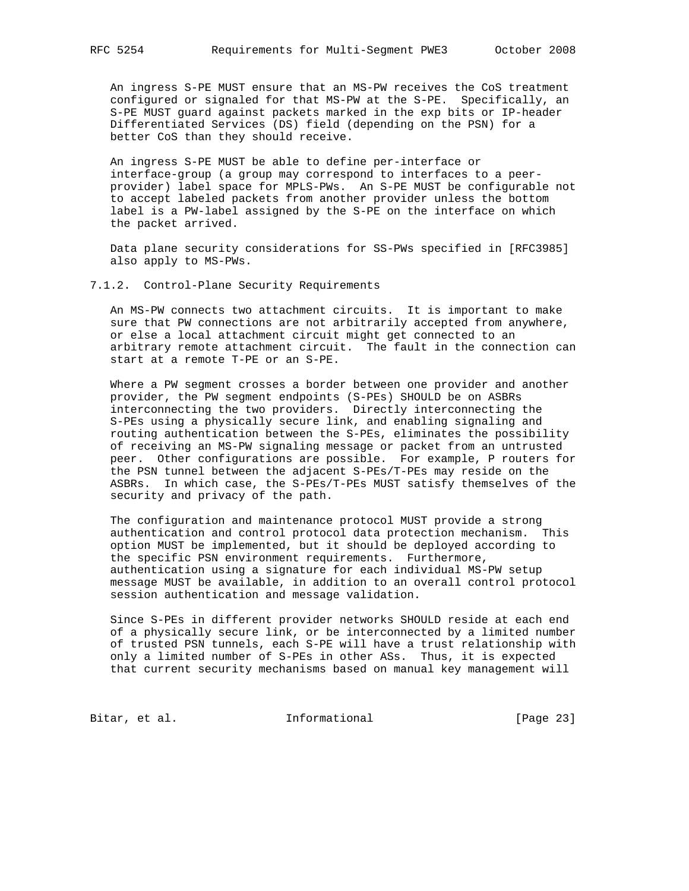An ingress S-PE MUST ensure that an MS-PW receives the CoS treatment configured or signaled for that MS-PW at the S-PE. Specifically, an S-PE MUST guard against packets marked in the exp bits or IP-header Differentiated Services (DS) field (depending on the PSN) for a better CoS than they should receive.

An ingress S-PE MUST be able to define per-interface or interface-group (a group may correspond to interfaces to a peer-provider) label space for MPLS-PWs. An S-PE MUST be configurable not to accept labeled packets from another provider unless the bottom label is a PW-label assigned by the S-PE on the interface on which the packet arrived.

Data plane security considerations for SS-PWs specified in [RFC3985] also apply to MS-PWs.

#### 7.1.2. Control-Plane Security Requirements

An MS-PW connects two attachment circuits. It is important to make sure that PW connections are not arbitrarily accepted from anywhere, or else a local attachment circuit might get connected to an arbitrary remote attachment circuit. The fault in the connection can start at a remote T-PE or an S-PE.

Where a PW segment crosses a border between one provider and another provider, the PW segment endpoints (S-PEs) SHOULD be on ASBRs interconnecting the two providers. Directly interconnecting the S-PEs using a physically secure link, and enabling signaling and routing authentication between the S-PEs, eliminates the possibility of receiving an MS-PW signaling message or packet from an untrusted peer. Other configurations are possible. For example, P routers for the PSN tunnel between the adjacent S-PEs/T-PEs may reside on the ASBRs. In which case, the S-PEs/T-PEs MUST satisfy themselves of the security and privacy of the path.

The configuration and maintenance protocol MUST provide a strong authentication and control protocol data protection mechanism. This option MUST be implemented, but it should be deployed according to the specific PSN environment requirements. Furthermore, authentication using a signature for each individual MS-PW setup message MUST be available, in addition to an overall control protocol session authentication and message validation.

Since S-PEs in different provider networks SHOULD reside at each end of a physically secure link, or be interconnected by a limited number of trusted PSN tunnels, each S-PE will have a trust relationship with only a limited number of S-PEs in other ASs. Thus, it is expected that current security mechanisms based on manual key management will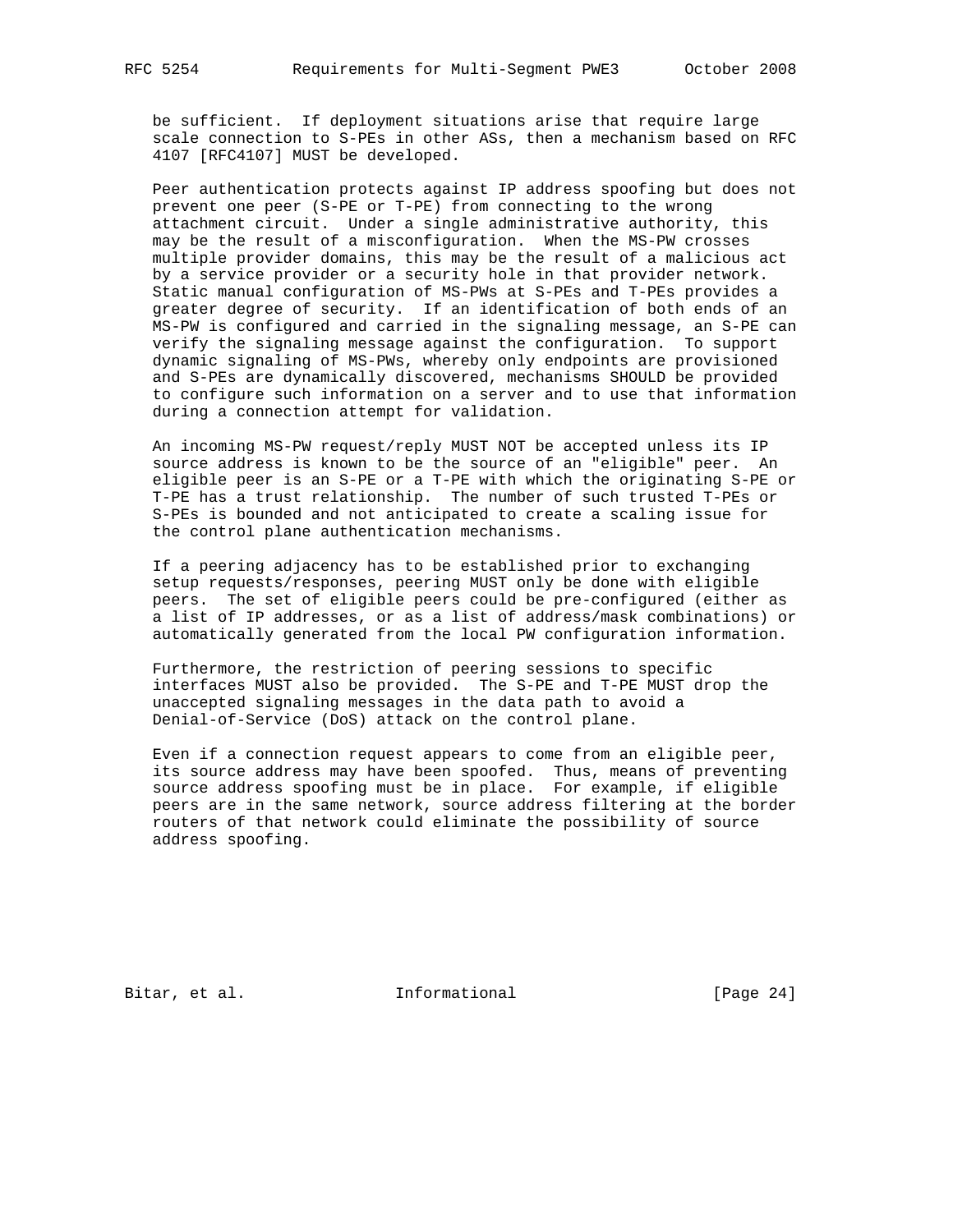be sufficient. If deployment situations arise that require large scale connection to S-PEs in other ASs, then a mechanism based on RFC 4107 [RFC4107] MUST be developed.

Peer authentication protects against IP address spoofing but does not prevent one peer (S-PE or T-PE) from connecting to the wrong attachment circuit. Under a single administrative authority, this may be the result of a misconfiguration. When the MS-PW crosses multiple provider domains, this may be the result of a malicious act by a service provider or a security hole in that provider network. Static manual configuration of MS-PWs at S-PEs and T-PEs provides a greater degree of security. If an identification of both ends of an MS-PW is configured and carried in the signaling message, an S-PE can verify the signaling message against the configuration. To support dynamic signaling of MS-PWs, whereby only endpoints are provisioned and S-PEs are dynamically discovered, mechanisms SHOULD be provided to configure such information on a server and to use that information during a connection attempt for validation.

An incoming MS-PW request/reply MUST NOT be accepted unless its IP source address is known to be the source of an "eligible" peer. An eligible peer is an S-PE or a T-PE with which the originating S-PE or T-PE has a trust relationship. The number of such trusted T-PEs or S-PEs is bounded and not anticipated to create a scaling issue for the control plane authentication mechanisms.

If a peering adjacency has to be established prior to exchanging setup requests/responses, peering MUST only be done with eligible peers. The set of eligible peers could be pre-configured (either as a list of IP addresses, or as a list of address/mask combinations) or automatically generated from the local PW configuration information.

Furthermore, the restriction of peering sessions to specific interfaces MUST also be provided. The S-PE and T-PE MUST drop the unaccepted signaling messages in the data path to avoid a Denial-of-Service (DoS) attack on the control plane.

Even if a connection request appears to come from an eligible peer, its source address may have been spoofed. Thus, means of preventing source address spoofing must be in place. For example, if eligible peers are in the same network, source address filtering at the border routers of that network could eliminate the possibility of source address spoofing.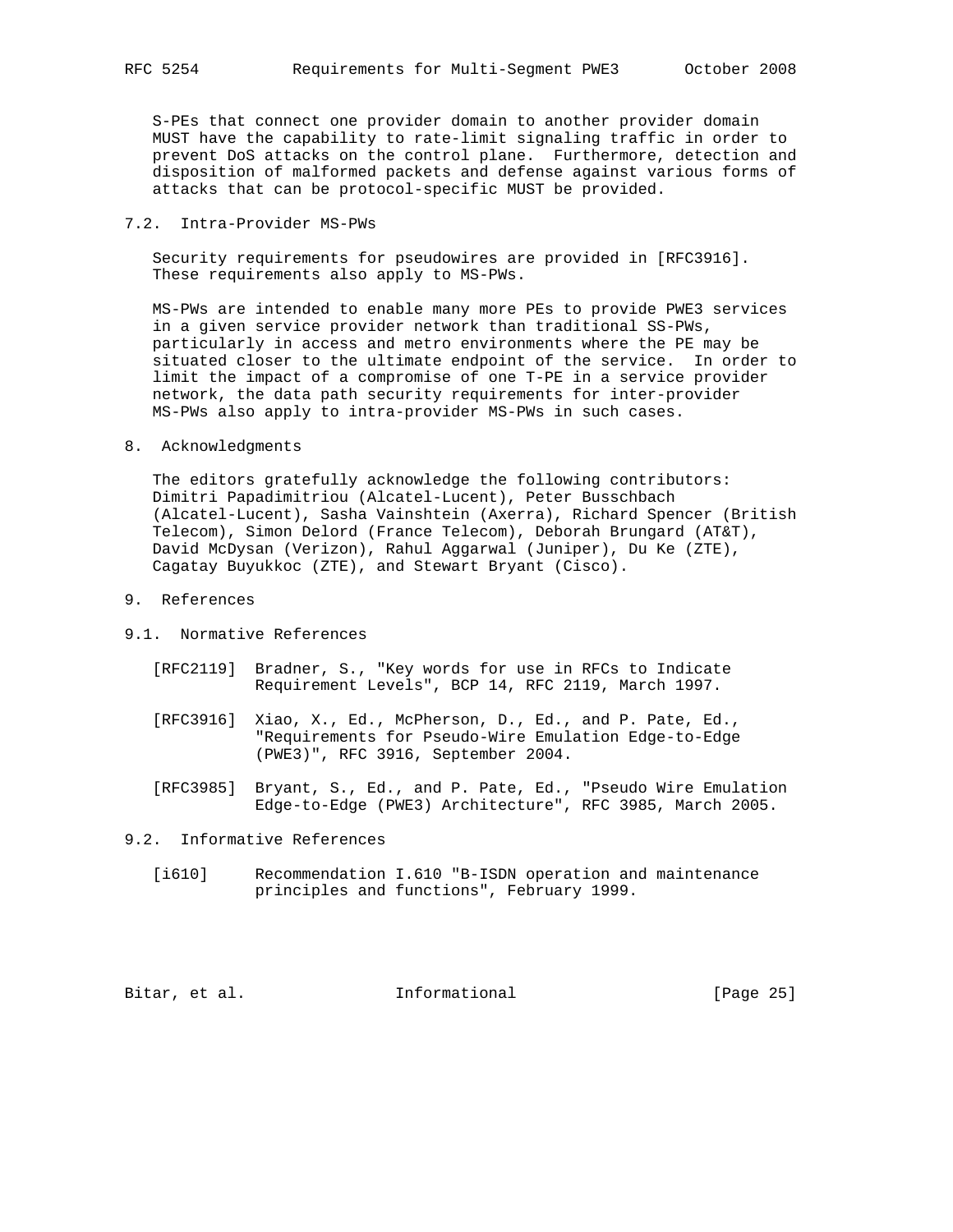S-PEs that connect one provider domain to another provider domain MUST have the capability to rate-limit signaling traffic in order to prevent DoS attacks on the control plane. Furthermore, detection and disposition of malformed packets and defense against various forms of attacks that can be protocol-specific MUST be provided.

### 7.2. Intra-Provider MS-PWs

Security requirements for pseudowires are provided in [RFC3916]. These requirements also apply to MS-PWs.

MS-PWs are intended to enable many more PEs to provide PWE3 services in a given service provider network than traditional SS-PWs, particularly in access and metro environments where the PE may be situated closer to the ultimate endpoint of the service. In order to limit the impact of a compromise of one T-PE in a service provider network, the data path security requirements for inter-provider MS-PWs also apply to intra-provider MS-PWs in such cases.

## 8. Acknowledgments

The editors gratefully acknowledge the following contributors: Dimitri Papadimitriou (Alcatel-Lucent), Peter Busschbach (Alcatel-Lucent), Sasha Vainshtein (Axerra), Richard Spencer (British Telecom), Simon Delord (France Telecom), Deborah Brungard (AT&T), David McDysan (Verizon), Rahul Aggarwal (Juniper), Du Ke (ZTE), Cagatay Buyukkoc (ZTE), and Stewart Bryant (Cisco).

## 9. References

### 9.1. Normative References

[RFC2119] Bradner, S., "Key words for use in RFCs to Indicate Requirement Levels", BCP 14, RFC 2119, March 1997.

[RFC3916] Xiao, X., Ed., McPherson, D., Ed., and P. Pate, Ed., "Requirements for Pseudo-Wire Emulation Edge-to-Edge (PWE3)", RFC 3916, September 2004.

[RFC3985] Bryant, S., Ed., and P. Pate, Ed., "Pseudo Wire Emulation Edge-to-Edge (PWE3) Architecture", RFC 3985, March 2005.

### 9.2. Informative References

[i610] Recommendation I.610 "B-ISDN operation and maintenance principles and functions", February 1999.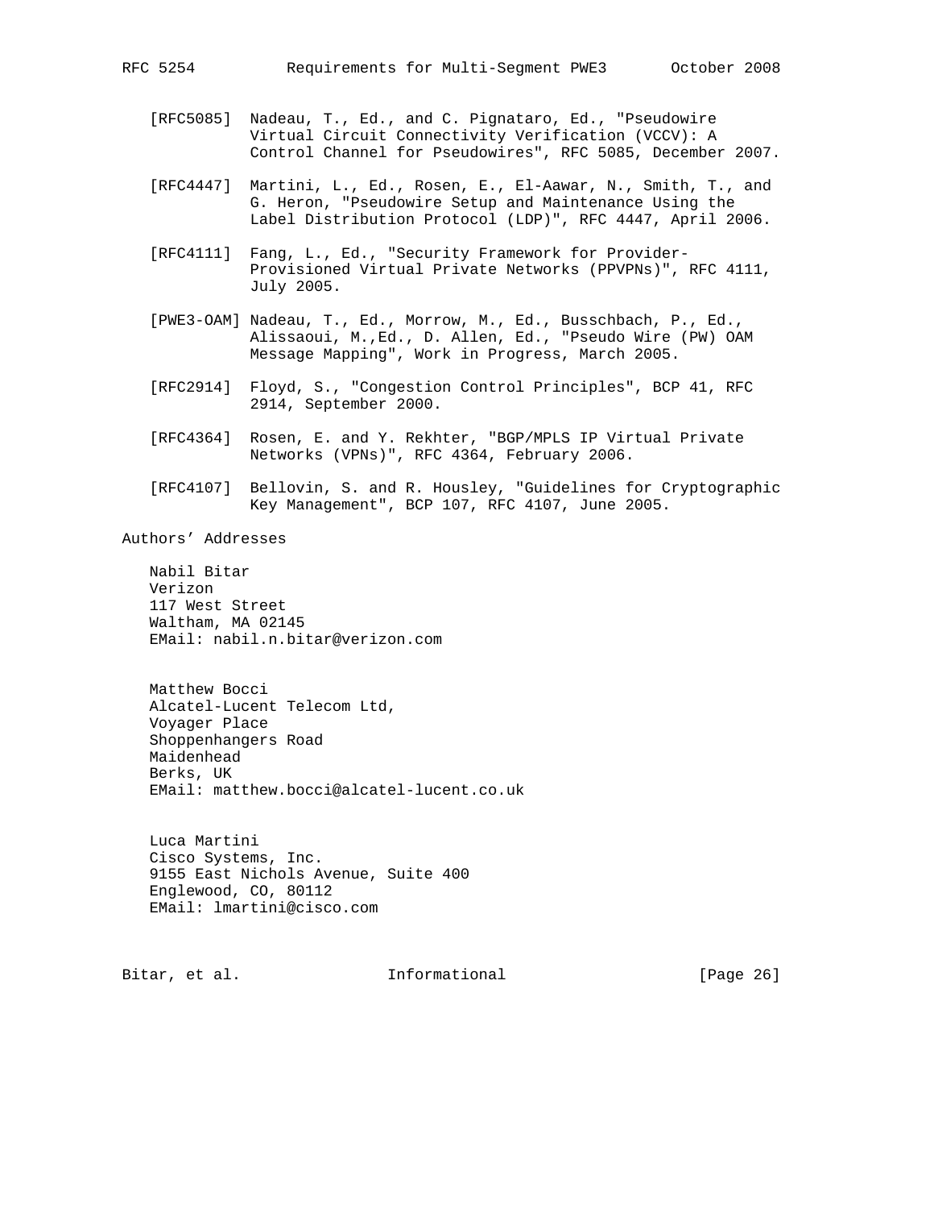[RFC5085] Nadeau, T., Ed., and C. Pignataro, Ed., "Pseudowire Virtual Circuit Connectivity Verification (VCCV): A Control Channel for Pseudowires", RFC 5085, December 2007.

[RFC4447] Martini, L., Ed., Rosen, E., El-Aawar, N., Smith, T., and G. Heron, "Pseudowire Setup and Maintenance Using the Label Distribution Protocol (LDP)", RFC 4447, April 2006.

[RFC4111] Fang, L., Ed., "Security Framework for Provider-Provisioned Virtual Private Networks (PPVPNs)", RFC 4111, July 2005.

[PWE3-OAM] Nadeau, T., Ed., Morrow, M., Ed., Busschbach, P., Ed., Alissaoui, M.,Ed., D. Allen, Ed., "Pseudo Wire (PW) OAM Message Mapping", Work in Progress, March 2005.

[RFC2914] Floyd, S., "Congestion Control Principles", BCP 41, RFC 2914, September 2000.

[RFC4364] Rosen, E. and Y. Rekhter, "BGP/MPLS IP Virtual Private Networks (VPNs)", RFC 4364, February 2006.

[RFC4107] Bellovin, S. and R. Housley, "Guidelines for Cryptographic Key Management", BCP 107, RFC 4107, June 2005.

## Authors' Addresses

Nabil Bitar
Verizon
117 West Street
Waltham, MA 02145
EMail: nabil.n.bitar@verizon.com

Matthew Bocci
Alcatel-Lucent Telecom Ltd,
Voyager Place
Shoppenhangers Road
Maidenhead
Berks, UK
EMail: matthew.bocci@alcatel-lucent.co.uk

Luca Martini
Cisco Systems, Inc.
9155 East Nichols Avenue, Suite 400
Englewood, CO, 80112
EMail: lmartini@cisco.com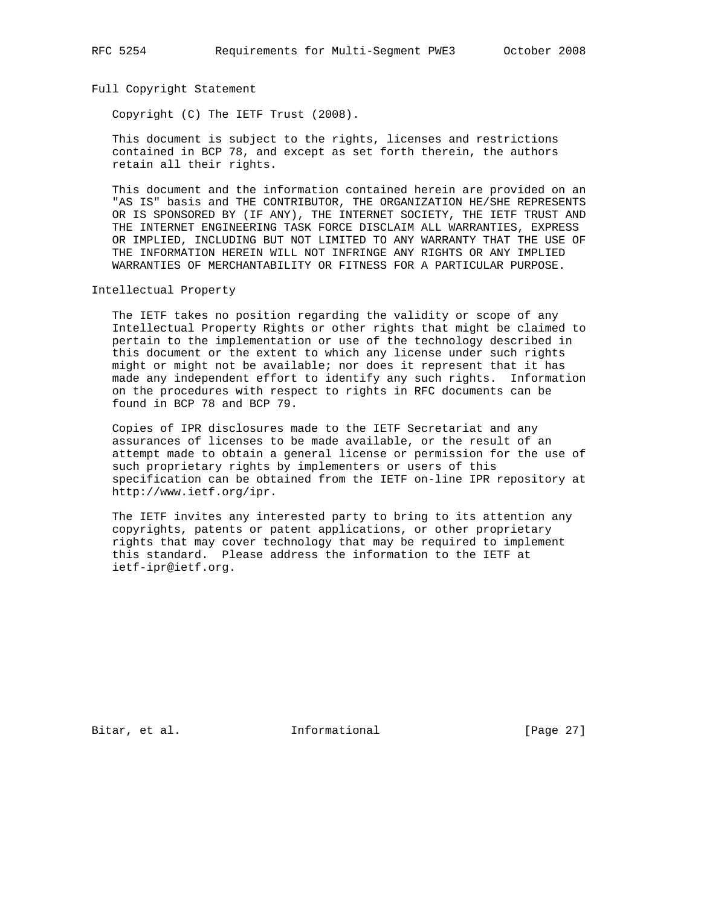## Full Copyright Statement

Copyright (C) The IETF Trust (2008).

This document is subject to the rights, licenses and restrictions contained in BCP 78, and except as set forth therein, the authors retain all their rights.

This document and the information contained herein are provided on an "AS IS" basis and THE CONTRIBUTOR, THE ORGANIZATION HE/SHE REPRESENTS OR IS SPONSORED BY (IF ANY), THE INTERNET SOCIETY, THE IETF TRUST AND THE INTERNET ENGINEERING TASK FORCE DISCLAIM ALL WARRANTIES, EXPRESS OR IMPLIED, INCLUDING BUT NOT LIMITED TO ANY WARRANTY THAT THE USE OF THE INFORMATION HEREIN WILL NOT INFRINGE ANY RIGHTS OR ANY IMPLIED WARRANTIES OF MERCHANTABILITY OR FITNESS FOR A PARTICULAR PURPOSE.

## Intellectual Property

The IETF takes no position regarding the validity or scope of any Intellectual Property Rights or other rights that might be claimed to pertain to the implementation or use of the technology described in this document or the extent to which any license under such rights might or might not be available; nor does it represent that it has made any independent effort to identify any such rights. Information on the procedures with respect to rights in RFC documents can be found in BCP 78 and BCP 79.

Copies of IPR disclosures made to the IETF Secretariat and any assurances of licenses to be made available, or the result of an attempt made to obtain a general license or permission for the use of such proprietary rights by implementers or users of this specification can be obtained from the IETF on-line IPR repository at http://www.ietf.org/ipr.

The IETF invites any interested party to bring to its attention any copyrights, patents or patent applications, or other proprietary rights that may cover technology that may be required to implement this standard. Please address the information to the IETF at ietf-ipr@ietf.org.